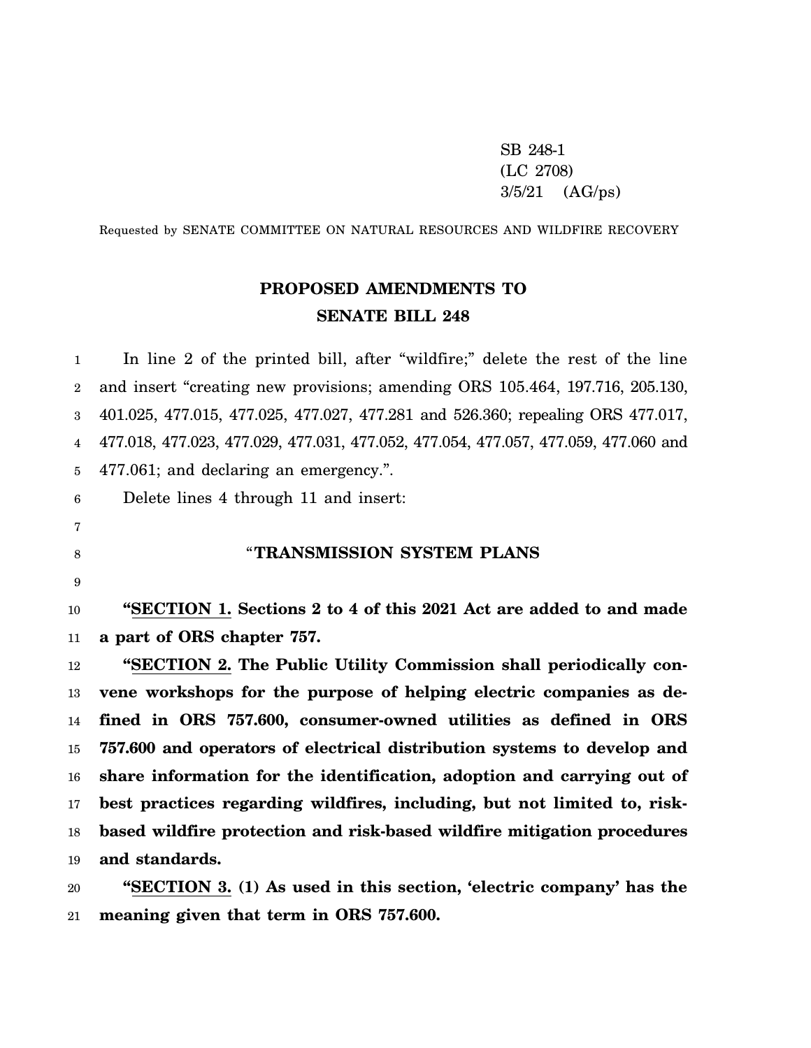SB 248-1
(LC 2708)
3/5/21 (AG/ps)

Requested by SENATE COMMITTEE ON NATURAL RESOURCES AND WILDFIRE RECOVERY

# PROPOSED AMENDMENTS TO SENATE BILL 248

In line 2 of the printed bill, after "wildfire;" delete the rest of the line and insert "creating new provisions; amending ORS 105.464, 197.716, 205.130, 401.025, 477.015, 477.025, 477.027, 477.281 and 526.360; repealing ORS 477.017, 477.018, 477.023, 477.029, 477.031, 477.052, 477.054, 477.057, 477.059, 477.060 and 477.061; and declaring an emergency.".

Delete lines 4 through 11 and insert:

## "TRANSMISSION SYSTEM PLANS

**"SECTION 1. Sections 2 to 4 of this 2021 Act are added to and made a part of ORS chapter 757.**

**"SECTION 2. The Public Utility Commission shall periodically convene workshops for the purpose of helping electric companies as defined in ORS 757.600, consumer-owned utilities as defined in ORS 757.600 and operators of electrical distribution systems to develop and share information for the identification, adoption and carrying out of best practices regarding wildfires, including, but not limited to, risk-based wildfire protection and risk-based wildfire mitigation procedures and standards.**

**"SECTION 3. (1) As used in this section, 'electric company' has the meaning given that term in ORS 757.600.**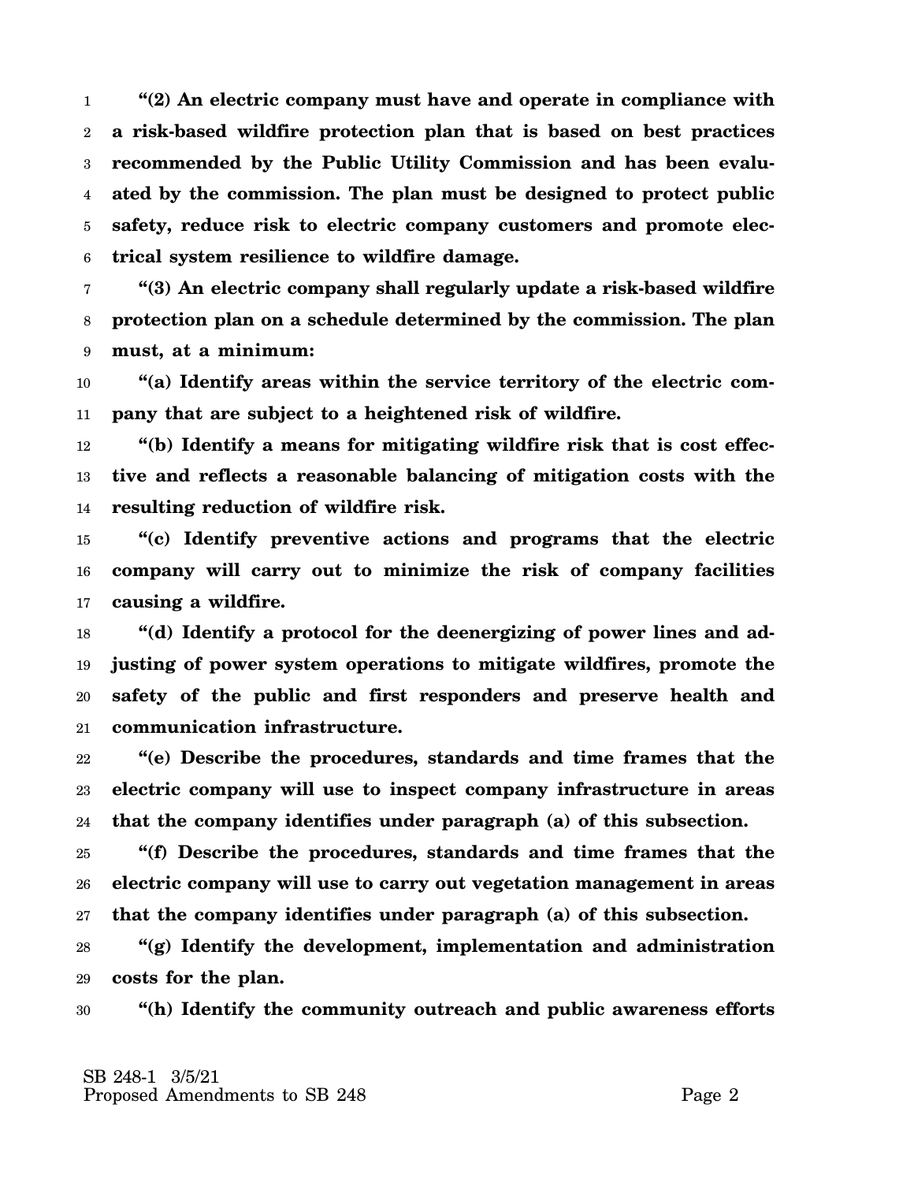**"(2) An electric company must have and operate in compliance with a risk-based wildfire protection plan that is based on best practices recommended by the Public Utility Commission and has been evaluated by the commission. The plan must be designed to protect public safety, reduce risk to electric company customers and promote electrical system resilience to wildfire damage.**

**"(3) An electric company shall regularly update a risk-based wildfire protection plan on a schedule determined by the commission. The plan must, at a minimum:**

**"(a) Identify areas within the service territory of the electric company that are subject to a heightened risk of wildfire.**

**"(b) Identify a means for mitigating wildfire risk that is cost effective and reflects a reasonable balancing of mitigation costs with the resulting reduction of wildfire risk.**

**"(c) Identify preventive actions and programs that the electric company will carry out to minimize the risk of company facilities causing a wildfire.**

**"(d) Identify a protocol for the deenergizing of power lines and adjusting of power system operations to mitigate wildfires, promote the safety of the public and first responders and preserve health and communication infrastructure.**

**"(e) Describe the procedures, standards and time frames that the electric company will use to inspect company infrastructure in areas that the company identifies under paragraph (a) of this subsection.**

**"(f) Describe the procedures, standards and time frames that the electric company will use to carry out vegetation management in areas that the company identifies under paragraph (a) of this subsection.**

**"(g) Identify the development, implementation and administration costs for the plan.**

**"(h) Identify the community outreach and public awareness efforts**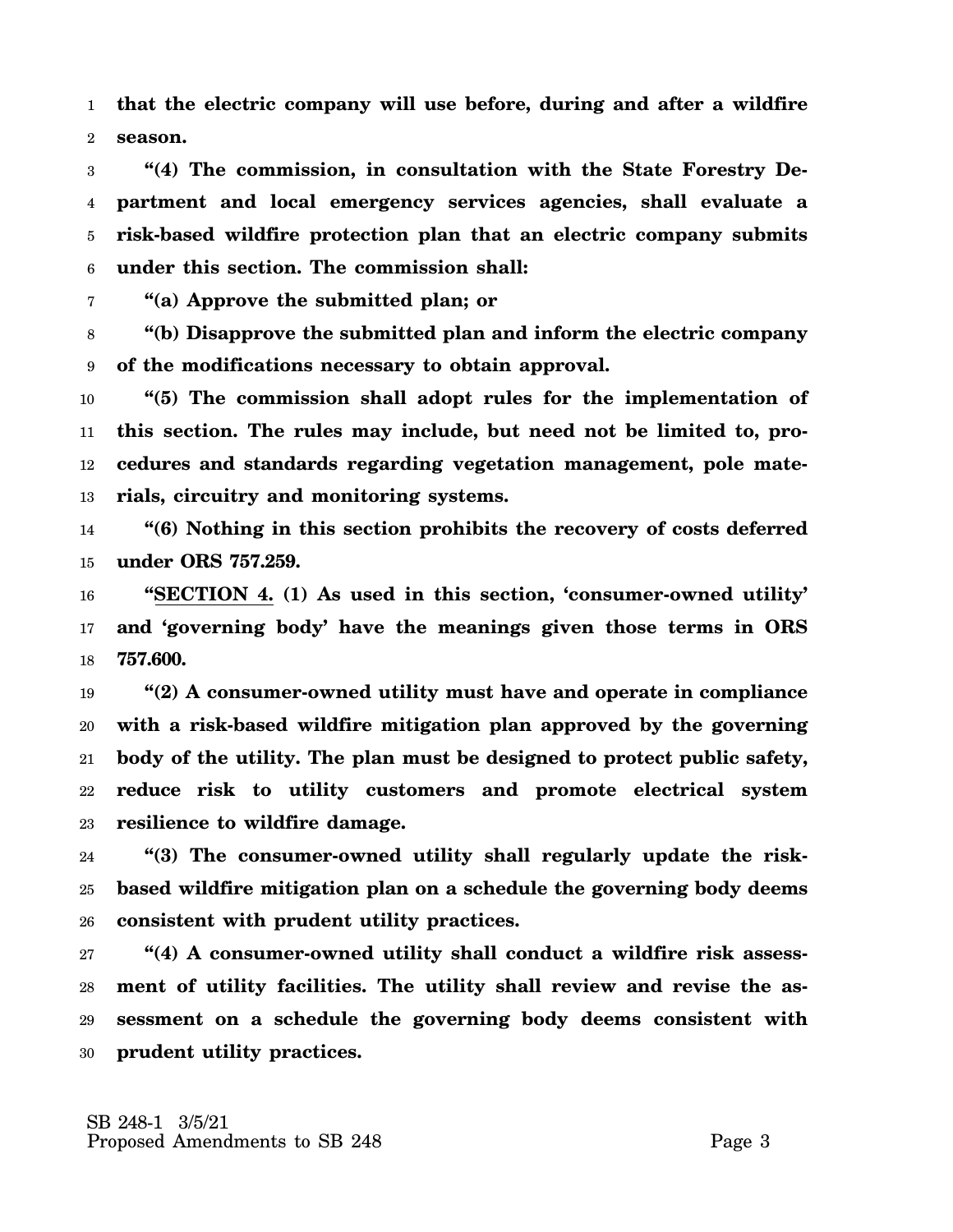**that the electric company will use before, during and after a wildfire season.**

**"(4) The commission, in consultation with the State Forestry Department and local emergency services agencies, shall evaluate a risk-based wildfire protection plan that an electric company submits under this section. The commission shall:**

**"(a) Approve the submitted plan; or**

**"(b) Disapprove the submitted plan and inform the electric company of the modifications necessary to obtain approval.**

**"(5) The commission shall adopt rules for the implementation of this section. The rules may include, but need not be limited to, procedures and standards regarding vegetation management, pole materials, circuitry and monitoring systems.**

**"(6) Nothing in this section prohibits the recovery of costs deferred under ORS 757.259.**

**"SECTION 4. (1) As used in this section, 'consumer-owned utility' and 'governing body' have the meanings given those terms in ORS 757.600.**

**"(2) A consumer-owned utility must have and operate in compliance with a risk-based wildfire mitigation plan approved by the governing body of the utility. The plan must be designed to protect public safety, reduce risk to utility customers and promote electrical system resilience to wildfire damage.**

**"(3) The consumer-owned utility shall regularly update the risk-based wildfire mitigation plan on a schedule the governing body deems consistent with prudent utility practices.**

**"(4) A consumer-owned utility shall conduct a wildfire risk assessment of utility facilities. The utility shall review and revise the assessment on a schedule the governing body deems consistent with prudent utility practices.**

SB 248-1 3/5/21
Proposed Amendments to SB 248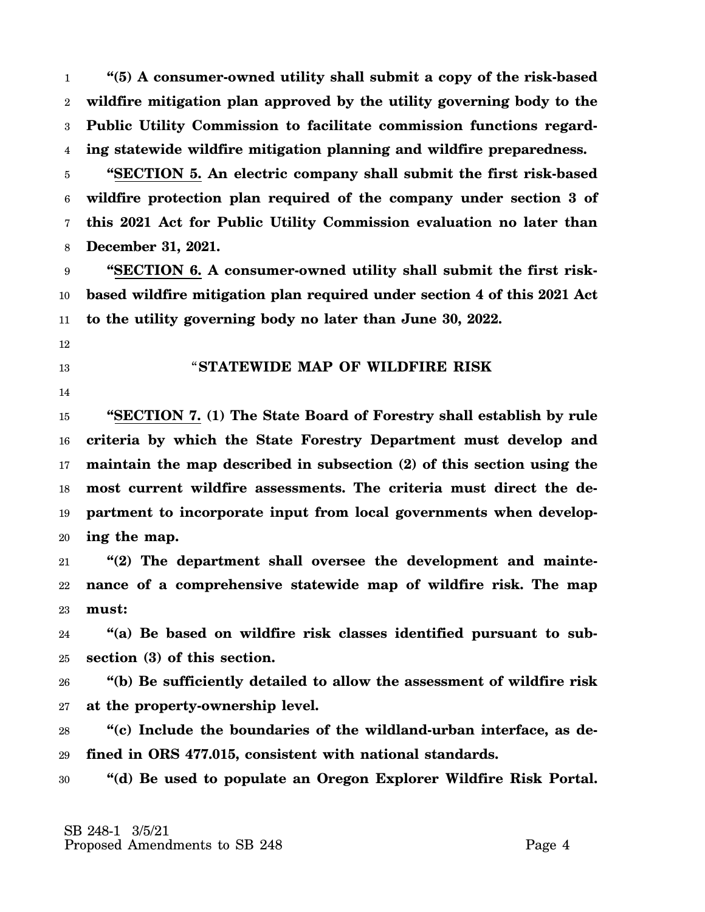**"(5) A consumer-owned utility shall submit a copy of the risk-based wildfire mitigation plan approved by the utility governing body to the Public Utility Commission to facilitate commission functions regarding statewide wildfire mitigation planning and wildfire preparedness.**

**"SECTION 5. An electric company shall submit the first risk-based wildfire protection plan required of the company under section 3 of this 2021 Act for Public Utility Commission evaluation no later than December 31, 2021.**

**"SECTION 6. A consumer-owned utility shall submit the first risk-based wildfire mitigation plan required under section 4 of this 2021 Act to the utility governing body no later than June 30, 2022.**

## "STATEWIDE MAP OF WILDFIRE RISK

**"SECTION 7. (1) The State Board of Forestry shall establish by rule criteria by which the State Forestry Department must develop and maintain the map described in subsection (2) of this section using the most current wildfire assessments. The criteria must direct the department to incorporate input from local governments when developing the map.**

**"(2) The department shall oversee the development and maintenance of a comprehensive statewide map of wildfire risk. The map must:**

**"(a) Be based on wildfire risk classes identified pursuant to subsection (3) of this section.**

**"(b) Be sufficiently detailed to allow the assessment of wildfire risk at the property-ownership level.**

**"(c) Include the boundaries of the wildland-urban interface, as defined in ORS 477.015, consistent with national standards.**

**"(d) Be used to populate an Oregon Explorer Wildfire Risk Portal.**

SB 248-1 3/5/21
Proposed Amendments to SB 248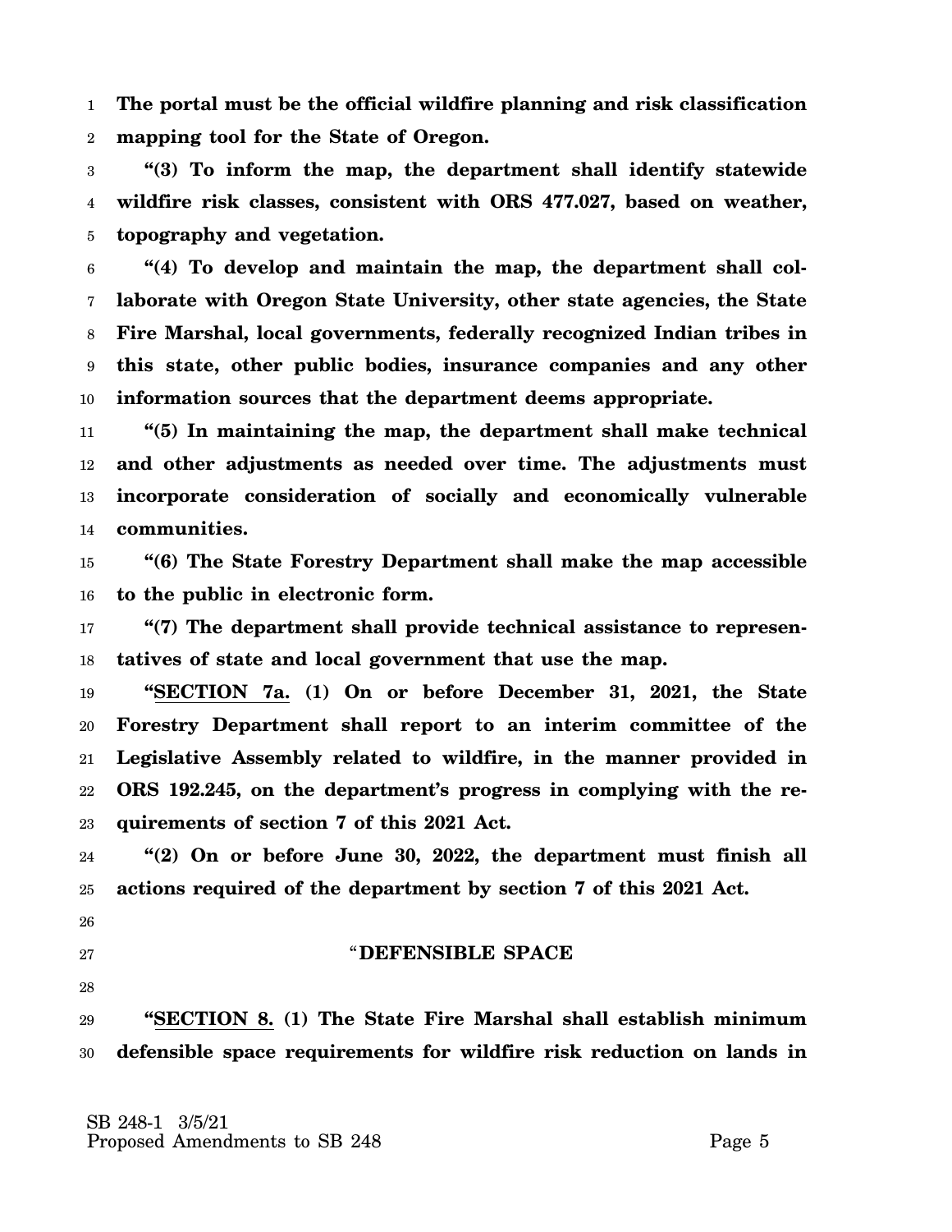**The portal must be the official wildfire planning and risk classification mapping tool for the State of Oregon.**

**"(3) To inform the map, the department shall identify statewide wildfire risk classes, consistent with ORS 477.027, based on weather, topography and vegetation.**

**"(4) To develop and maintain the map, the department shall collaborate with Oregon State University, other state agencies, the State Fire Marshal, local governments, federally recognized Indian tribes in this state, other public bodies, insurance companies and any other information sources that the department deems appropriate.**

**"(5) In maintaining the map, the department shall make technical and other adjustments as needed over time. The adjustments must incorporate consideration of socially and economically vulnerable communities.**

**"(6) The State Forestry Department shall make the map accessible to the public in electronic form.**

**"(7) The department shall provide technical assistance to representatives of state and local government that use the map.**

**"SECTION 7a. (1) On or before December 31, 2021, the State Forestry Department shall report to an interim committee of the Legislative Assembly related to wildfire, in the manner provided in ORS 192.245, on the department's progress in complying with the requirements of section 7 of this 2021 Act.**

**"(2) On or before June 30, 2022, the department must finish all actions required of the department by section 7 of this 2021 Act.**

"**DEFENSIBLE SPACE**

**"SECTION 8. (1) The State Fire Marshal shall establish minimum defensible space requirements for wildfire risk reduction on lands in**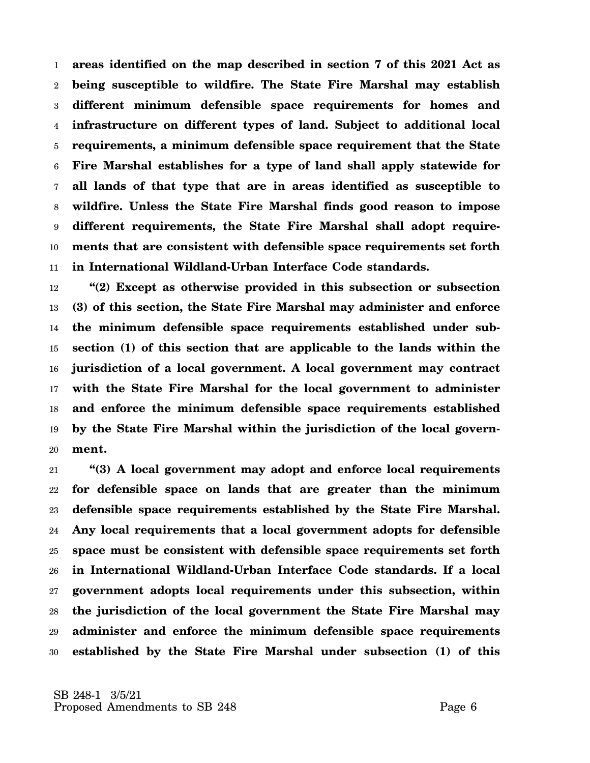**areas identified on the map described in section 7 of this 2021 Act as being susceptible to wildfire. The State Fire Marshal may establish different minimum defensible space requirements for homes and infrastructure on different types of land. Subject to additional local requirements, a minimum defensible space requirement that the State Fire Marshal establishes for a type of land shall apply statewide for all lands of that type that are in areas identified as susceptible to wildfire. Unless the State Fire Marshal finds good reason to impose different requirements, the State Fire Marshal shall adopt requirements that are consistent with defensible space requirements set forth in International Wildland-Urban Interface Code standards.**

**"(2) Except as otherwise provided in this subsection or subsection (3) of this section, the State Fire Marshal may administer and enforce the minimum defensible space requirements established under subsection (1) of this section that are applicable to the lands within the jurisdiction of a local government. A local government may contract with the State Fire Marshal for the local government to administer and enforce the minimum defensible space requirements established by the State Fire Marshal within the jurisdiction of the local government.**

**"(3) A local government may adopt and enforce local requirements for defensible space on lands that are greater than the minimum defensible space requirements established by the State Fire Marshal. Any local requirements that a local government adopts for defensible space must be consistent with defensible space requirements set forth in International Wildland-Urban Interface Code standards. If a local government adopts local requirements under this subsection, within the jurisdiction of the local government the State Fire Marshal may administer and enforce the minimum defensible space requirements established by the State Fire Marshal under subsection (1) of this**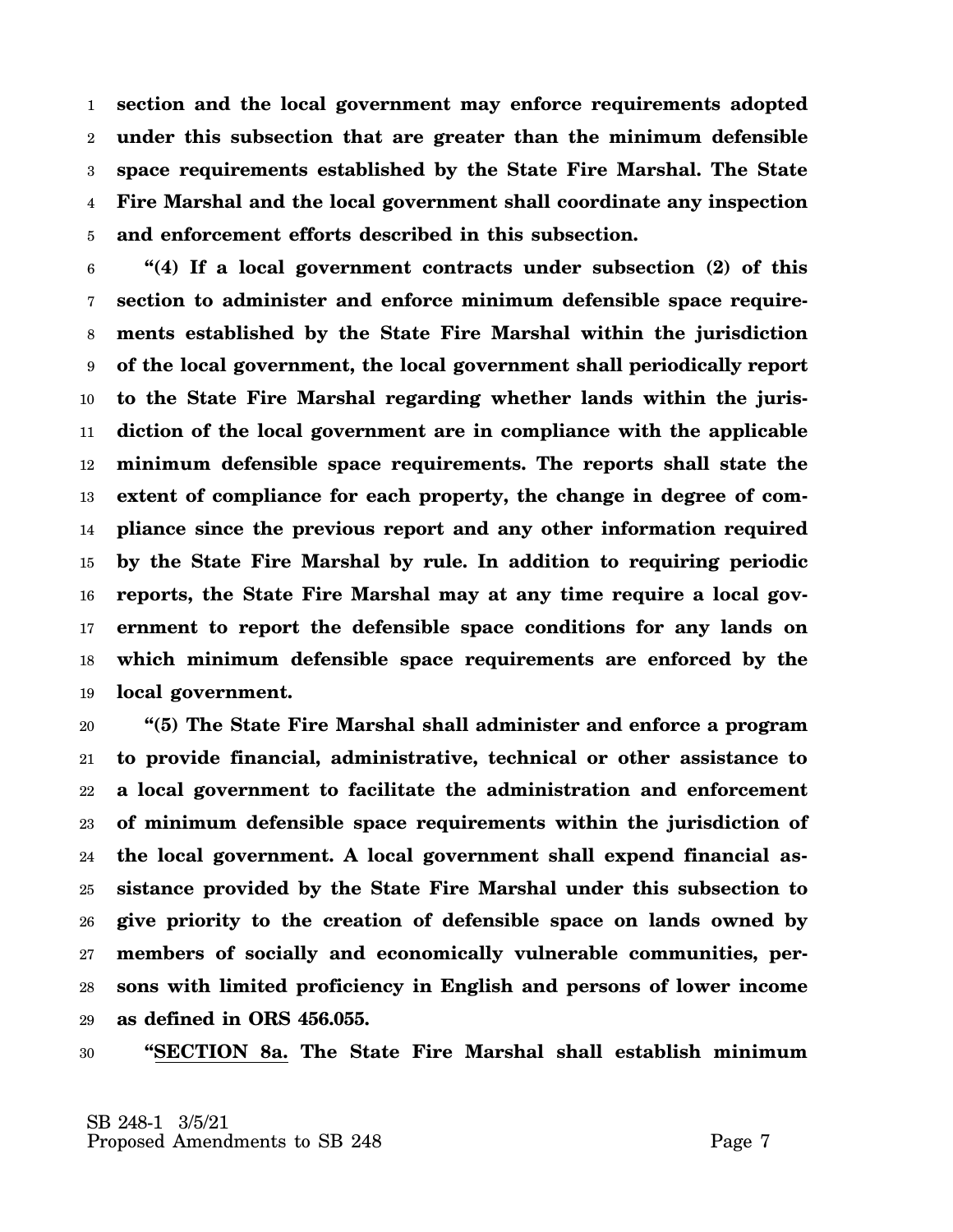**section and the local government may enforce requirements adopted under this subsection that are greater than the minimum defensible space requirements established by the State Fire Marshal. The State Fire Marshal and the local government shall coordinate any inspection and enforcement efforts described in this subsection.**

**"(4) If a local government contracts under subsection (2) of this section to administer and enforce minimum defensible space requirements established by the State Fire Marshal within the jurisdiction of the local government, the local government shall periodically report to the State Fire Marshal regarding whether lands within the jurisdiction of the local government are in compliance with the applicable minimum defensible space requirements. The reports shall state the extent of compliance for each property, the change in degree of compliance since the previous report and any other information required by the State Fire Marshal by rule. In addition to requiring periodic reports, the State Fire Marshal may at any time require a local government to report the defensible space conditions for any lands on which minimum defensible space requirements are enforced by the local government.**

**"(5) The State Fire Marshal shall administer and enforce a program to provide financial, administrative, technical or other assistance to a local government to facilitate the administration and enforcement of minimum defensible space requirements within the jurisdiction of the local government. A local government shall expend financial assistance provided by the State Fire Marshal under this subsection to give priority to the creation of defensible space on lands owned by members of socially and economically vulnerable communities, persons with limited proficiency in English and persons of lower income as defined in ORS 456.055.**

**"SECTION 8a. The State Fire Marshal shall establish minimum**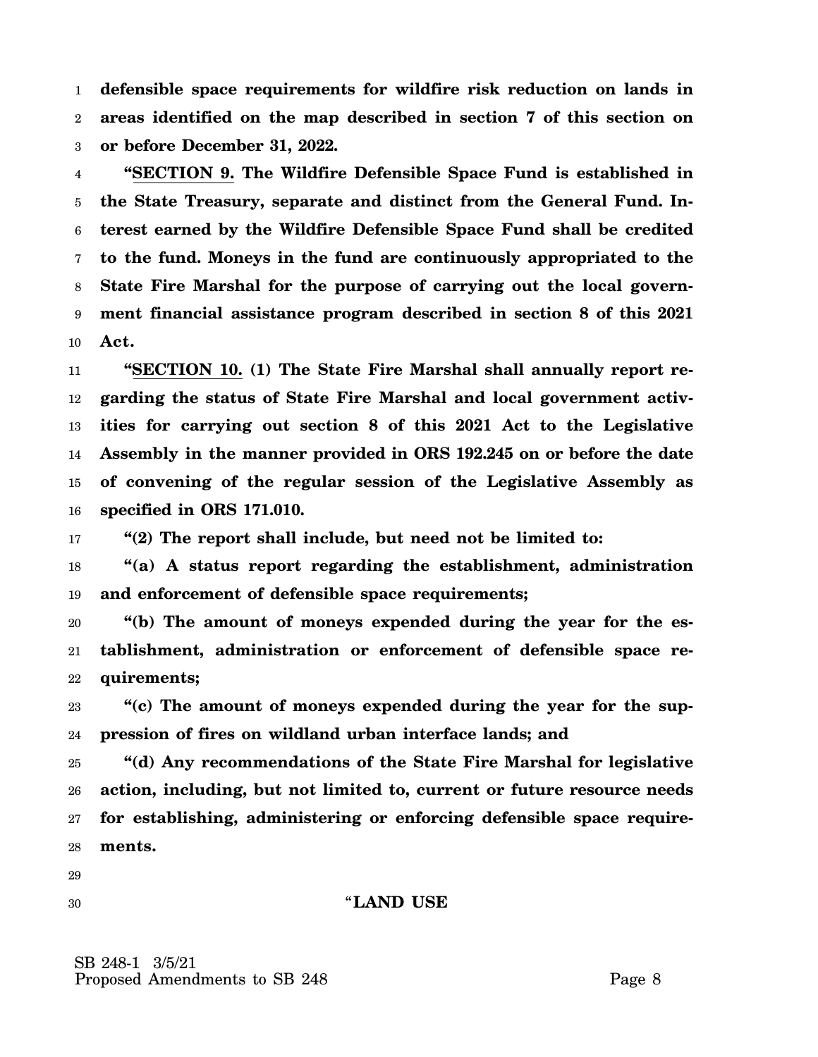**defensible space requirements for wildfire risk reduction on lands in areas identified on the map described in section 7 of this section on or before December 31, 2022.**

"**SECTION 9. The Wildfire Defensible Space Fund is established in the State Treasury, separate and distinct from the General Fund. Interest earned by the Wildfire Defensible Space Fund shall be credited to the fund. Moneys in the fund are continuously appropriated to the State Fire Marshal for the purpose of carrying out the local government financial assistance program described in section 8 of this 2021 Act.**

"**SECTION 10. (1) The State Fire Marshal shall annually report regarding the status of State Fire Marshal and local government activities for carrying out section 8 of this 2021 Act to the Legislative Assembly in the manner provided in ORS 192.245 on or before the date of convening of the regular session of the Legislative Assembly as specified in ORS 171.010.**

"**(2) The report shall include, but need not be limited to:**

"**(a) A status report regarding the establishment, administration and enforcement of defensible space requirements;**

"**(b) The amount of moneys expended during the year for the establishment, administration or enforcement of defensible space requirements;**

"**(c) The amount of moneys expended during the year for the suppression of fires on wildland urban interface lands; and**

"**(d) Any recommendations of the State Fire Marshal for legislative action, including, but not limited to, current or future resource needs for establishing, administering or enforcing defensible space requirements.**

"**LAND USE**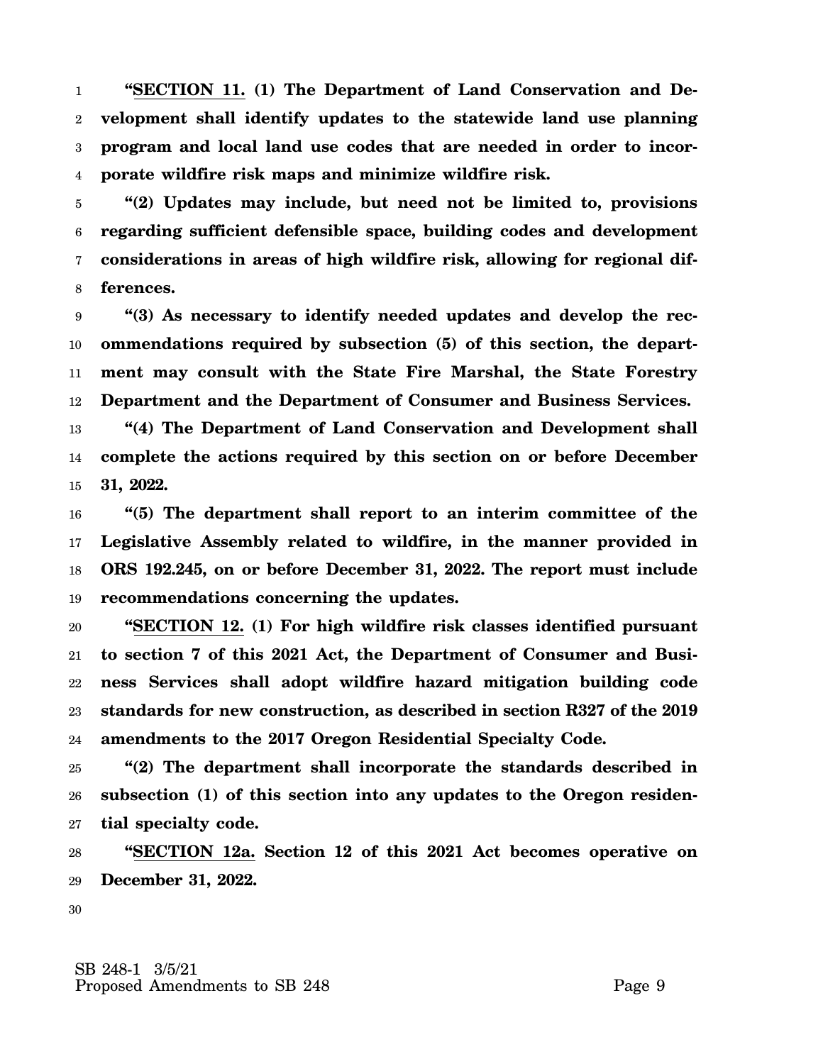**"SECTION 11. (1) The Department of Land Conservation and Development shall identify updates to the statewide land use planning program and local land use codes that are needed in order to incorporate wildfire risk maps and minimize wildfire risk.**

**"(2) Updates may include, but need not be limited to, provisions regarding sufficient defensible space, building codes and development considerations in areas of high wildfire risk, allowing for regional differences.**

**"(3) As necessary to identify needed updates and develop the recommendations required by subsection (5) of this section, the department may consult with the State Fire Marshal, the State Forestry Department and the Department of Consumer and Business Services.**

**"(4) The Department of Land Conservation and Development shall complete the actions required by this section on or before December 31, 2022.**

**"(5) The department shall report to an interim committee of the Legislative Assembly related to wildfire, in the manner provided in ORS 192.245, on or before December 31, 2022. The report must include recommendations concerning the updates.**

**"SECTION 12. (1) For high wildfire risk classes identified pursuant to section 7 of this 2021 Act, the Department of Consumer and Business Services shall adopt wildfire hazard mitigation building code standards for new construction, as described in section R327 of the 2019 amendments to the 2017 Oregon Residential Specialty Code.**

**"(2) The department shall incorporate the standards described in subsection (1) of this section into any updates to the Oregon residential specialty code.**

**"SECTION 12a. Section 12 of this 2021 Act becomes operative on December 31, 2022.**

SB 248-1 3/5/21
Proposed Amendments to SB 248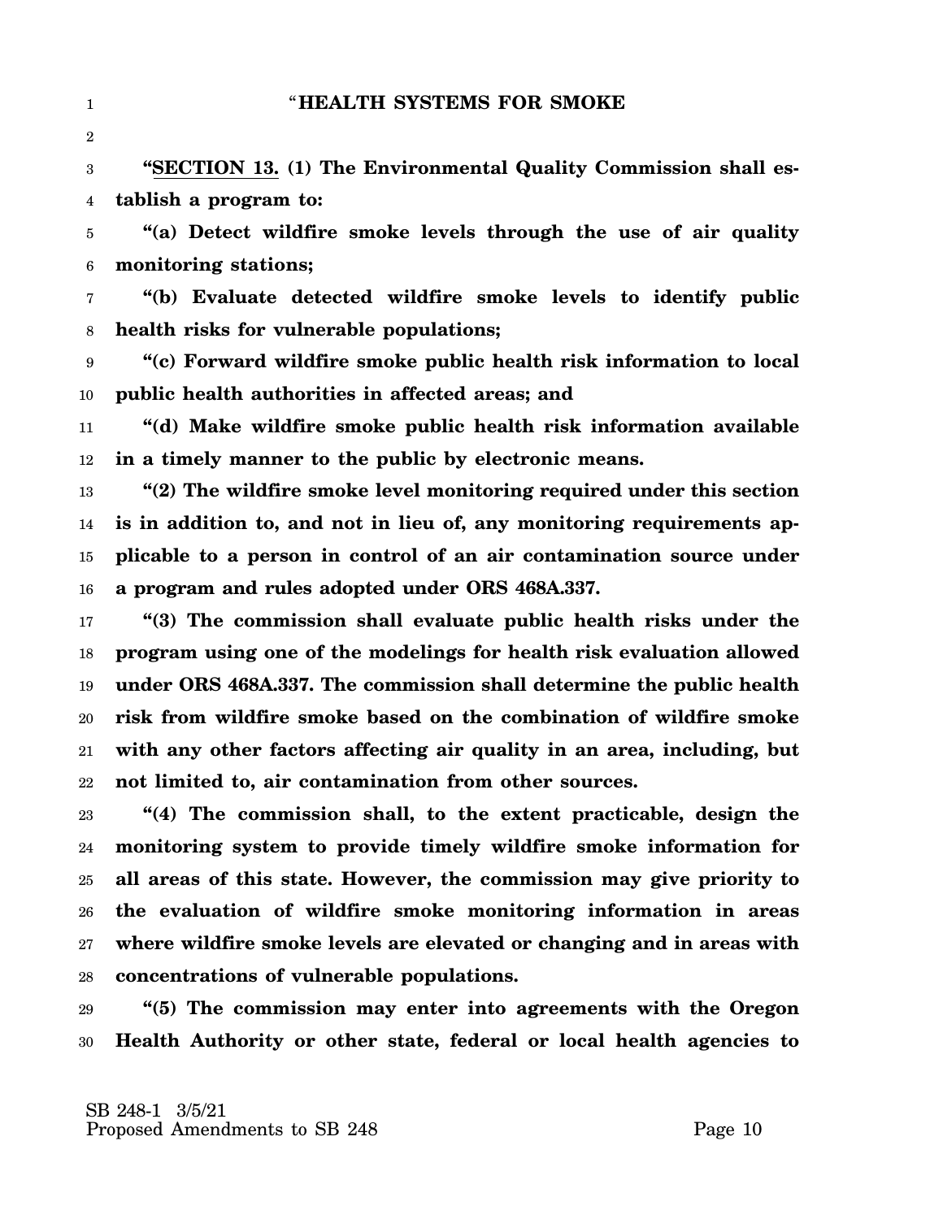**"HEALTH SYSTEMS FOR SMOKE**

**"SECTION 13. (1) The Environmental Quality Commission shall establish a program to:**

**"(a) Detect wildfire smoke levels through the use of air quality monitoring stations;**

**"(b) Evaluate detected wildfire smoke levels to identify public health risks for vulnerable populations;**

**"(c) Forward wildfire smoke public health risk information to local public health authorities in affected areas; and**

**"(d) Make wildfire smoke public health risk information available in a timely manner to the public by electronic means.**

**"(2) The wildfire smoke level monitoring required under this section is in addition to, and not in lieu of, any monitoring requirements applicable to a person in control of an air contamination source under a program and rules adopted under ORS 468A.337.**

**"(3) The commission shall evaluate public health risks under the program using one of the modelings for health risk evaluation allowed under ORS 468A.337. The commission shall determine the public health risk from wildfire smoke based on the combination of wildfire smoke with any other factors affecting air quality in an area, including, but not limited to, air contamination from other sources.**

**"(4) The commission shall, to the extent practicable, design the monitoring system to provide timely wildfire smoke information for all areas of this state. However, the commission may give priority to the evaluation of wildfire smoke monitoring information in areas where wildfire smoke levels are elevated or changing and in areas with concentrations of vulnerable populations.**

**"(5) The commission may enter into agreements with the Oregon Health Authority or other state, federal or local health agencies to**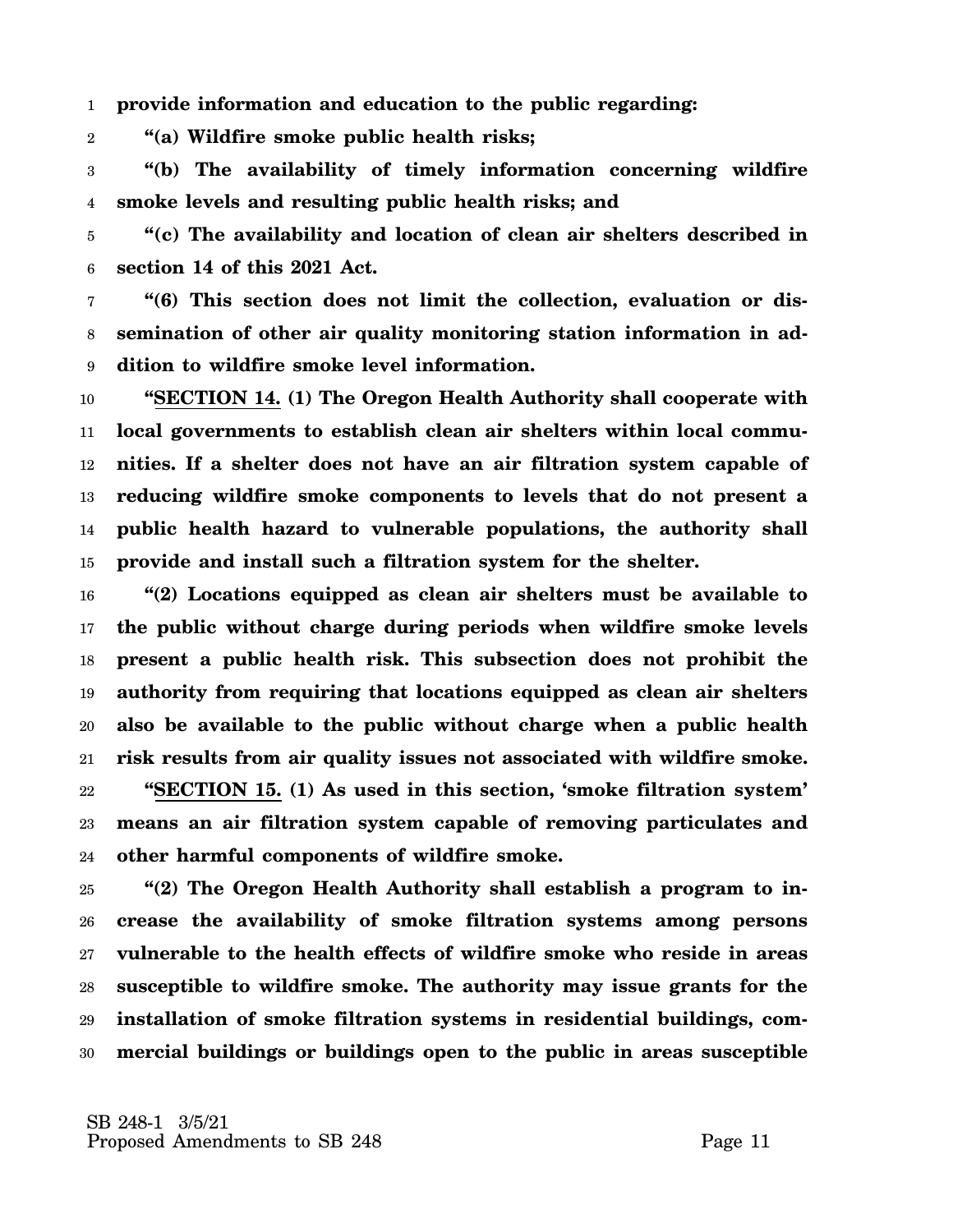**provide information and education to the public regarding:**

**"(a) Wildfire smoke public health risks;**

**"(b) The availability of timely information concerning wildfire smoke levels and resulting public health risks; and**

**"(c) The availability and location of clean air shelters described in section 14 of this 2021 Act.**

**"(6) This section does not limit the collection, evaluation or dissemination of other air quality monitoring station information in addition to wildfire smoke level information.**

**"SECTION 14. (1) The Oregon Health Authority shall cooperate with local governments to establish clean air shelters within local communities. If a shelter does not have an air filtration system capable of reducing wildfire smoke components to levels that do not present a public health hazard to vulnerable populations, the authority shall provide and install such a filtration system for the shelter.**

**"(2) Locations equipped as clean air shelters must be available to the public without charge during periods when wildfire smoke levels present a public health risk. This subsection does not prohibit the authority from requiring that locations equipped as clean air shelters also be available to the public without charge when a public health risk results from air quality issues not associated with wildfire smoke.**

**"SECTION 15. (1) As used in this section, 'smoke filtration system' means an air filtration system capable of removing particulates and other harmful components of wildfire smoke.**

**"(2) The Oregon Health Authority shall establish a program to increase the availability of smoke filtration systems among persons vulnerable to the health effects of wildfire smoke who reside in areas susceptible to wildfire smoke. The authority may issue grants for the installation of smoke filtration systems in residential buildings, commercial buildings or buildings open to the public in areas susceptible**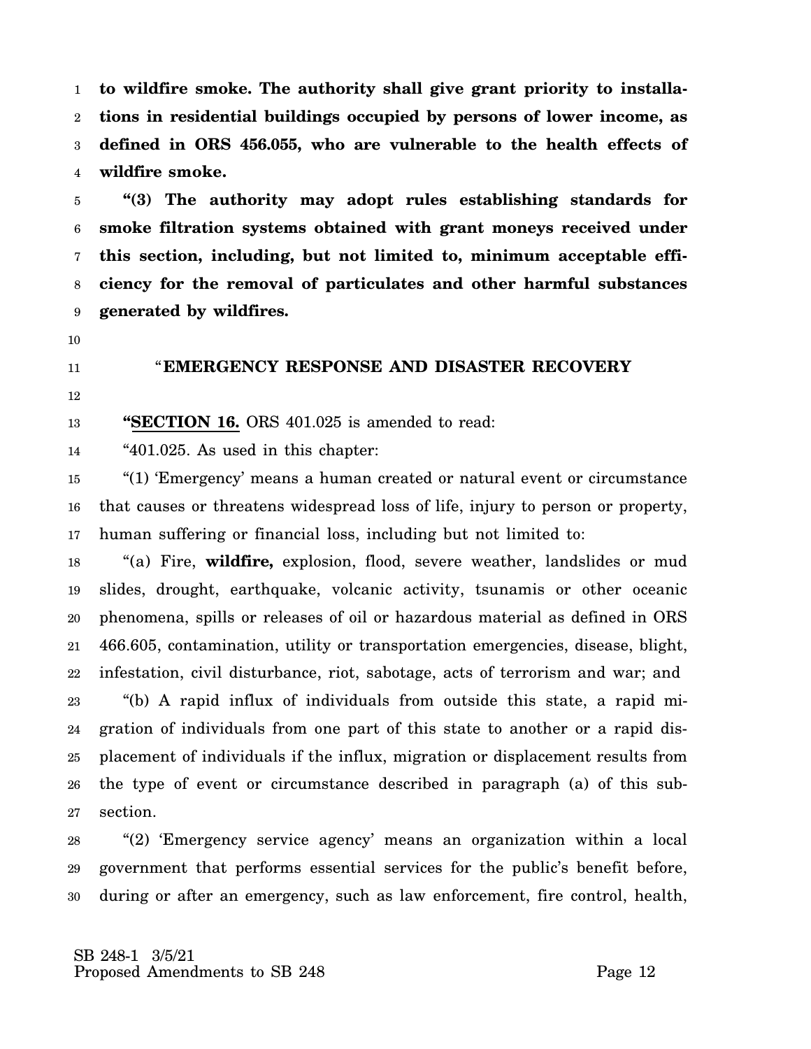**to wildfire smoke. The authority shall give grant priority to installations in residential buildings occupied by persons of lower income, as defined in ORS 456.055, who are vulnerable to the health effects of wildfire smoke.**

**"(3) The authority may adopt rules establishing standards for smoke filtration systems obtained with grant moneys received under this section, including, but not limited to, minimum acceptable efficiency for the removal of particulates and other harmful substances generated by wildfires.**

"**EMERGENCY RESPONSE AND DISASTER RECOVERY**

**"SECTION 16.** ORS 401.025 is amended to read:

"401.025. As used in this chapter:

"(1) 'Emergency' means a human created or natural event or circumstance that causes or threatens widespread loss of life, injury to person or property, human suffering or financial loss, including but not limited to:

"(a) Fire, **wildfire,** explosion, flood, severe weather, landslides or mud slides, drought, earthquake, volcanic activity, tsunamis or other oceanic phenomena, spills or releases of oil or hazardous material as defined in ORS 466.605, contamination, utility or transportation emergencies, disease, blight, infestation, civil disturbance, riot, sabotage, acts of terrorism and war; and

"(b) A rapid influx of individuals from outside this state, a rapid migration of individuals from one part of this state to another or a rapid displacement of individuals if the influx, migration or displacement results from the type of event or circumstance described in paragraph (a) of this subsection.

"(2) 'Emergency service agency' means an organization within a local government that performs essential services for the public's benefit before, during or after an emergency, such as law enforcement, fire control, health,

SB 248-1 3/5/21
Proposed Amendments to SB 248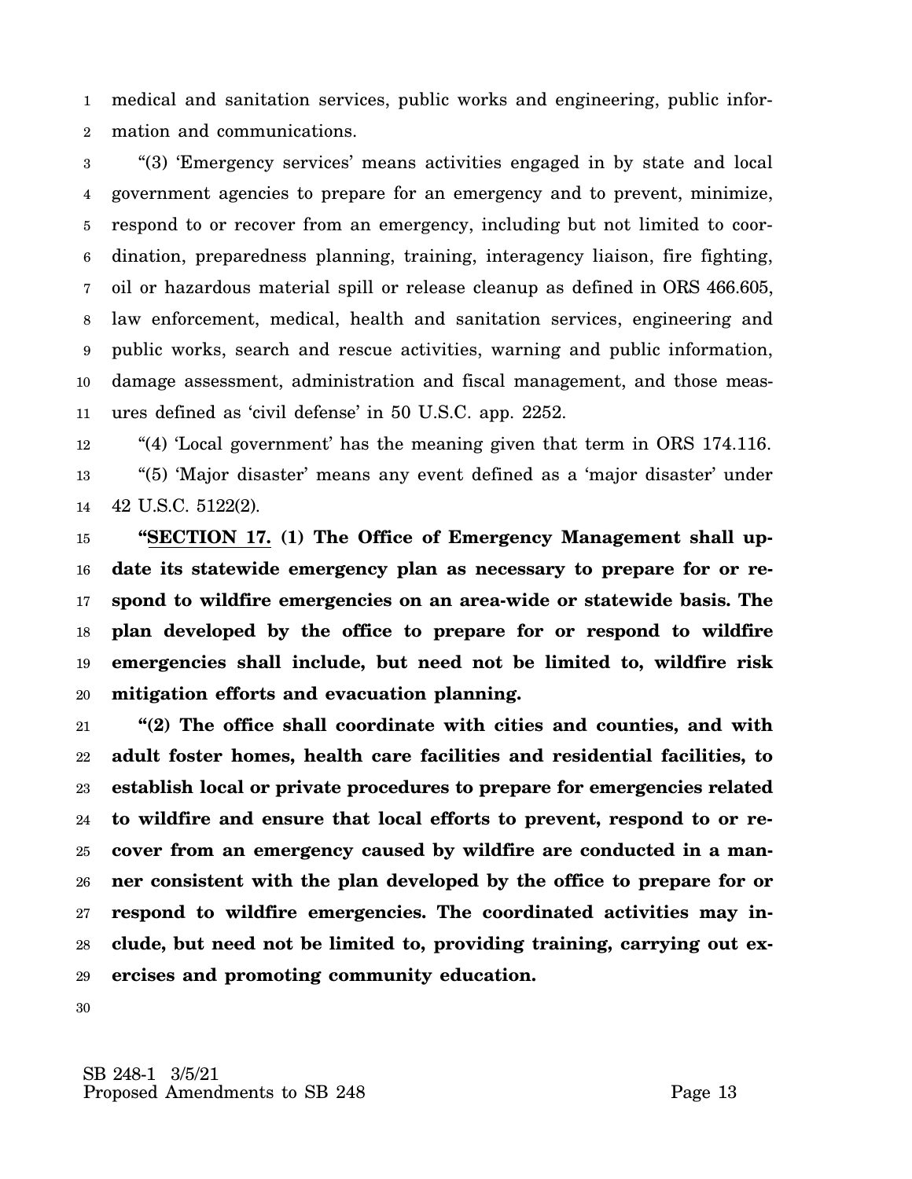medical and sanitation services, public works and engineering, public information and communications.

"(3) 'Emergency services' means activities engaged in by state and local government agencies to prepare for an emergency and to prevent, minimize, respond to or recover from an emergency, including but not limited to coordination, preparedness planning, training, interagency liaison, fire fighting, oil or hazardous material spill or release cleanup as defined in ORS 466.605, law enforcement, medical, health and sanitation services, engineering and public works, search and rescue activities, warning and public information, damage assessment, administration and fiscal management, and those measures defined as 'civil defense' in 50 U.S.C. app. 2252.

"(4) 'Local government' has the meaning given that term in ORS 174.116.

"(5) 'Major disaster' means any event defined as a 'major disaster' under 42 U.S.C. 5122(2).

**"SECTION 17. (1) The Office of Emergency Management shall update its statewide emergency plan as necessary to prepare for or respond to wildfire emergencies on an area-wide or statewide basis. The plan developed by the office to prepare for or respond to wildfire emergencies shall include, but need not be limited to, wildfire risk mitigation efforts and evacuation planning.**

**"(2) The office shall coordinate with cities and counties, and with adult foster homes, health care facilities and residential facilities, to establish local or private procedures to prepare for emergencies related to wildfire and ensure that local efforts to prevent, respond to or recover from an emergency caused by wildfire are conducted in a manner consistent with the plan developed by the office to prepare for or respond to wildfire emergencies. The coordinated activities may include, but need not be limited to, providing training, carrying out exercises and promoting community education.**

SB 248-1 3/5/21
Proposed Amendments to SB 248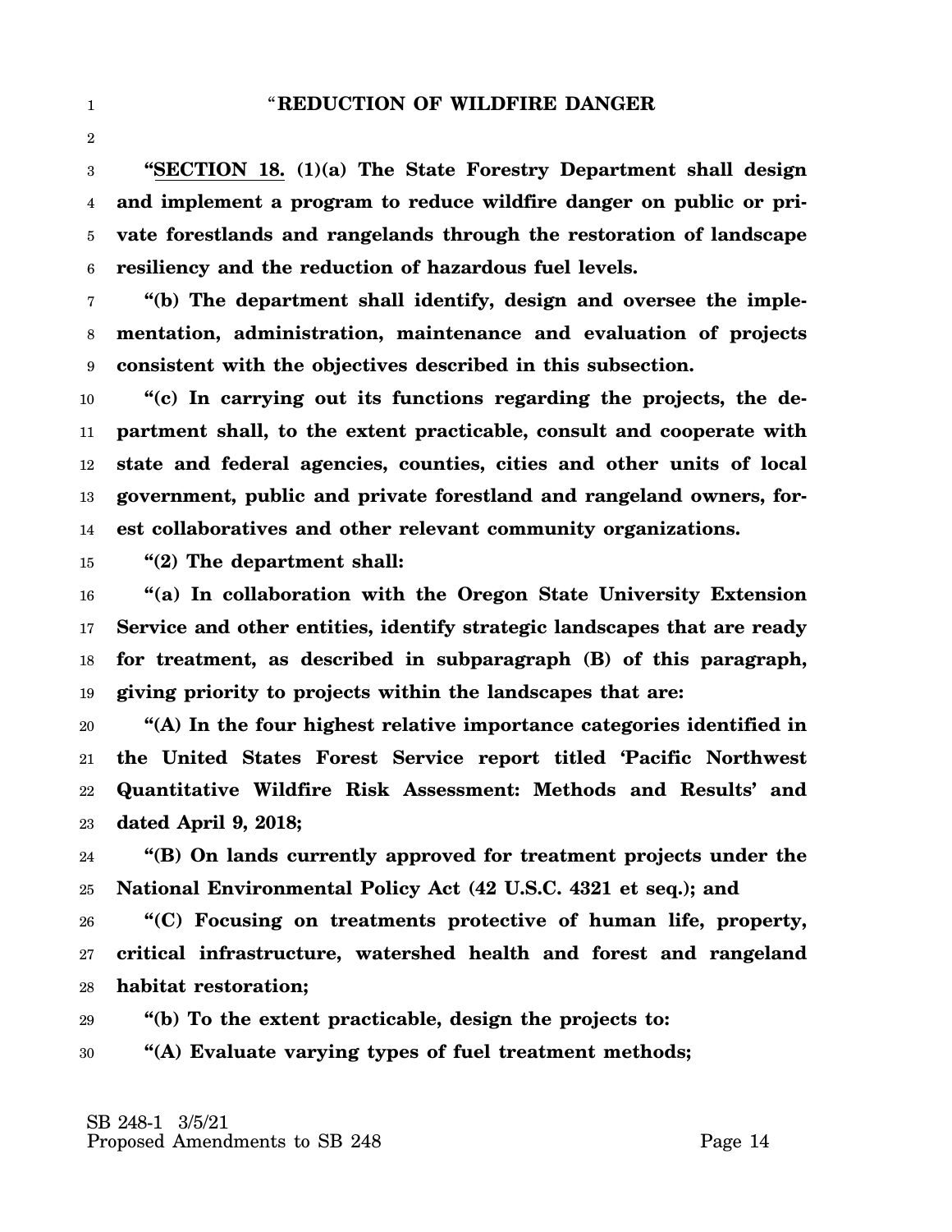"**REDUCTION OF WILDFIRE DANGER**

"**SECTION 18. (1)(a) The State Forestry Department shall design and implement a program to reduce wildfire danger on public or private forestlands and rangelands through the restoration of landscape resiliency and the reduction of hazardous fuel levels.**

"**(b) The department shall identify, design and oversee the implementation, administration, maintenance and evaluation of projects consistent with the objectives described in this subsection.**

"**(c) In carrying out its functions regarding the projects, the department shall, to the extent practicable, consult and cooperate with state and federal agencies, counties, cities and other units of local government, public and private forestland and rangeland owners, forest collaboratives and other relevant community organizations.**

"**(2) The department shall:**

"**(a) In collaboration with the Oregon State University Extension Service and other entities, identify strategic landscapes that are ready for treatment, as described in subparagraph (B) of this paragraph, giving priority to projects within the landscapes that are:**

"**(A) In the four highest relative importance categories identified in the United States Forest Service report titled 'Pacific Northwest Quantitative Wildfire Risk Assessment: Methods and Results' and dated April 9, 2018;**

"**(B) On lands currently approved for treatment projects under the National Environmental Policy Act (42 U.S.C. 4321 et seq.); and**

"**(C) Focusing on treatments protective of human life, property, critical infrastructure, watershed health and forest and rangeland habitat restoration;**

"**(b) To the extent practicable, design the projects to:**

"**(A) Evaluate varying types of fuel treatment methods;**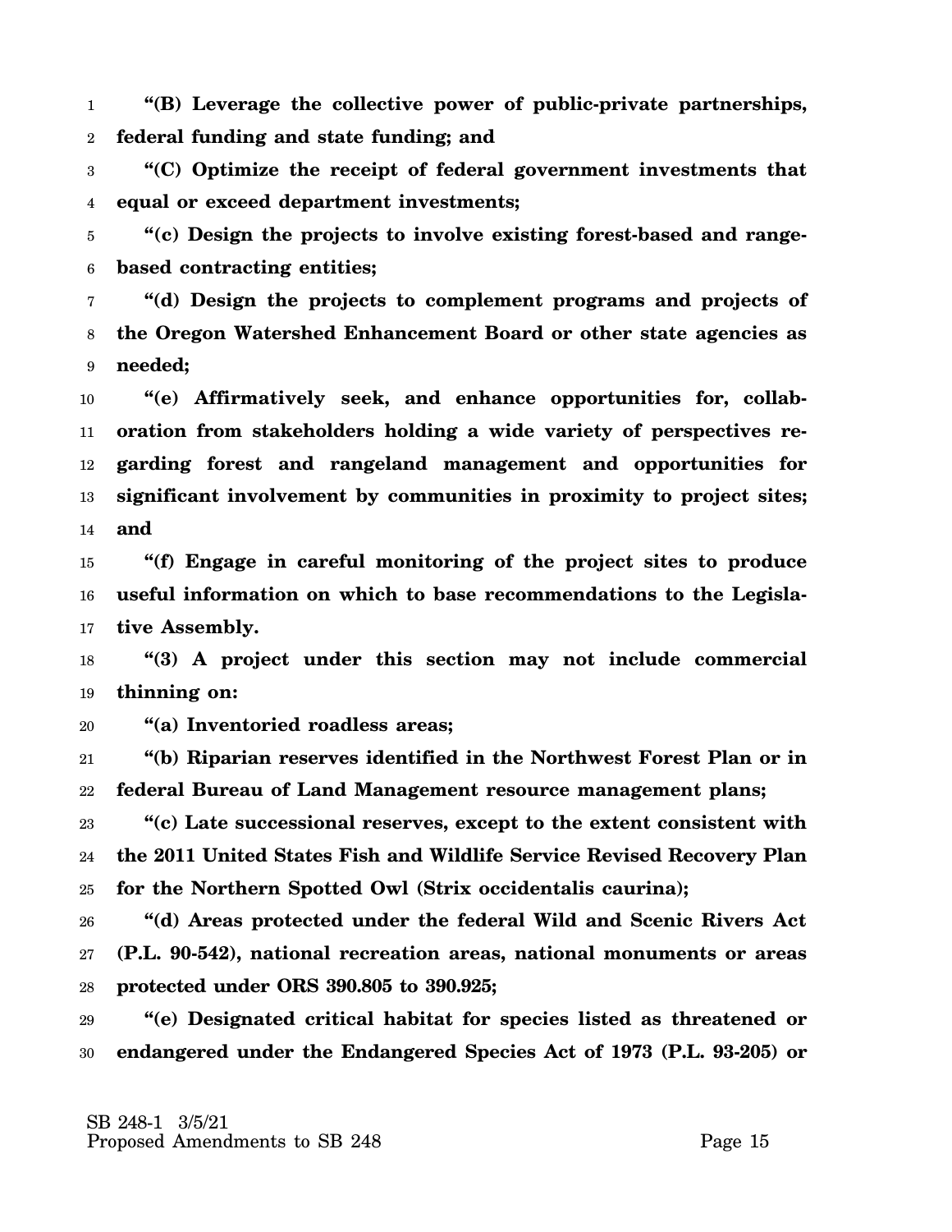**"(B) Leverage the collective power of public-private partnerships, federal funding and state funding; and**

**"(C) Optimize the receipt of federal government investments that equal or exceed department investments;**

**"(c) Design the projects to involve existing forest-based and range-based contracting entities;**

**"(d) Design the projects to complement programs and projects of the Oregon Watershed Enhancement Board or other state agencies as needed;**

**"(e) Affirmatively seek, and enhance opportunities for, collaboration from stakeholders holding a wide variety of perspectives regarding forest and rangeland management and opportunities for significant involvement by communities in proximity to project sites; and**

**"(f) Engage in careful monitoring of the project sites to produce useful information on which to base recommendations to the Legislative Assembly.**

**"(3) A project under this section may not include commercial thinning on:**

**"(a) Inventoried roadless areas;**

**"(b) Riparian reserves identified in the Northwest Forest Plan or in federal Bureau of Land Management resource management plans;**

**"(c) Late successional reserves, except to the extent consistent with the 2011 United States Fish and Wildlife Service Revised Recovery Plan for the Northern Spotted Owl (Strix occidentalis caurina);**

**"(d) Areas protected under the federal Wild and Scenic Rivers Act (P.L. 90-542), national recreation areas, national monuments or areas protected under ORS 390.805 to 390.925;**

**"(e) Designated critical habitat for species listed as threatened or endangered under the Endangered Species Act of 1973 (P.L. 93-205) or**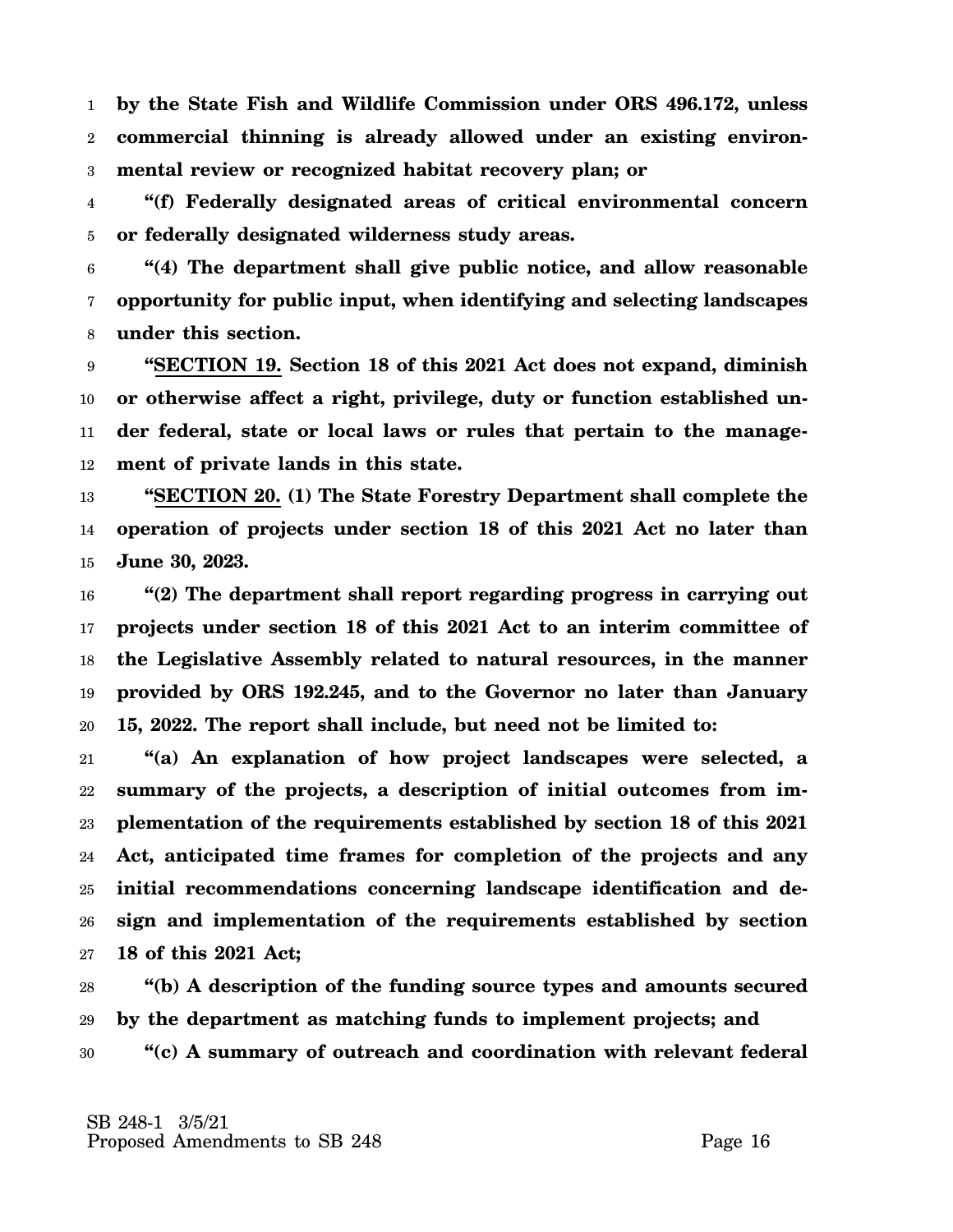**by the State Fish and Wildlife Commission under ORS 496.172, unless commercial thinning is already allowed under an existing environmental review or recognized habitat recovery plan; or**

**"(f) Federally designated areas of critical environmental concern or federally designated wilderness study areas.**

**"(4) The department shall give public notice, and allow reasonable opportunity for public input, when identifying and selecting landscapes under this section.**

**"SECTION 19. Section 18 of this 2021 Act does not expand, diminish or otherwise affect a right, privilege, duty or function established under federal, state or local laws or rules that pertain to the management of private lands in this state.**

**"SECTION 20. (1) The State Forestry Department shall complete the operation of projects under section 18 of this 2021 Act no later than June 30, 2023.**

**"(2) The department shall report regarding progress in carrying out projects under section 18 of this 2021 Act to an interim committee of the Legislative Assembly related to natural resources, in the manner provided by ORS 192.245, and to the Governor no later than January 15, 2022. The report shall include, but need not be limited to:**

**"(a) An explanation of how project landscapes were selected, a summary of the projects, a description of initial outcomes from implementation of the requirements established by section 18 of this 2021 Act, anticipated time frames for completion of the projects and any initial recommendations concerning landscape identification and design and implementation of the requirements established by section 18 of this 2021 Act;**

**"(b) A description of the funding source types and amounts secured by the department as matching funds to implement projects; and**

**"(c) A summary of outreach and coordination with relevant federal**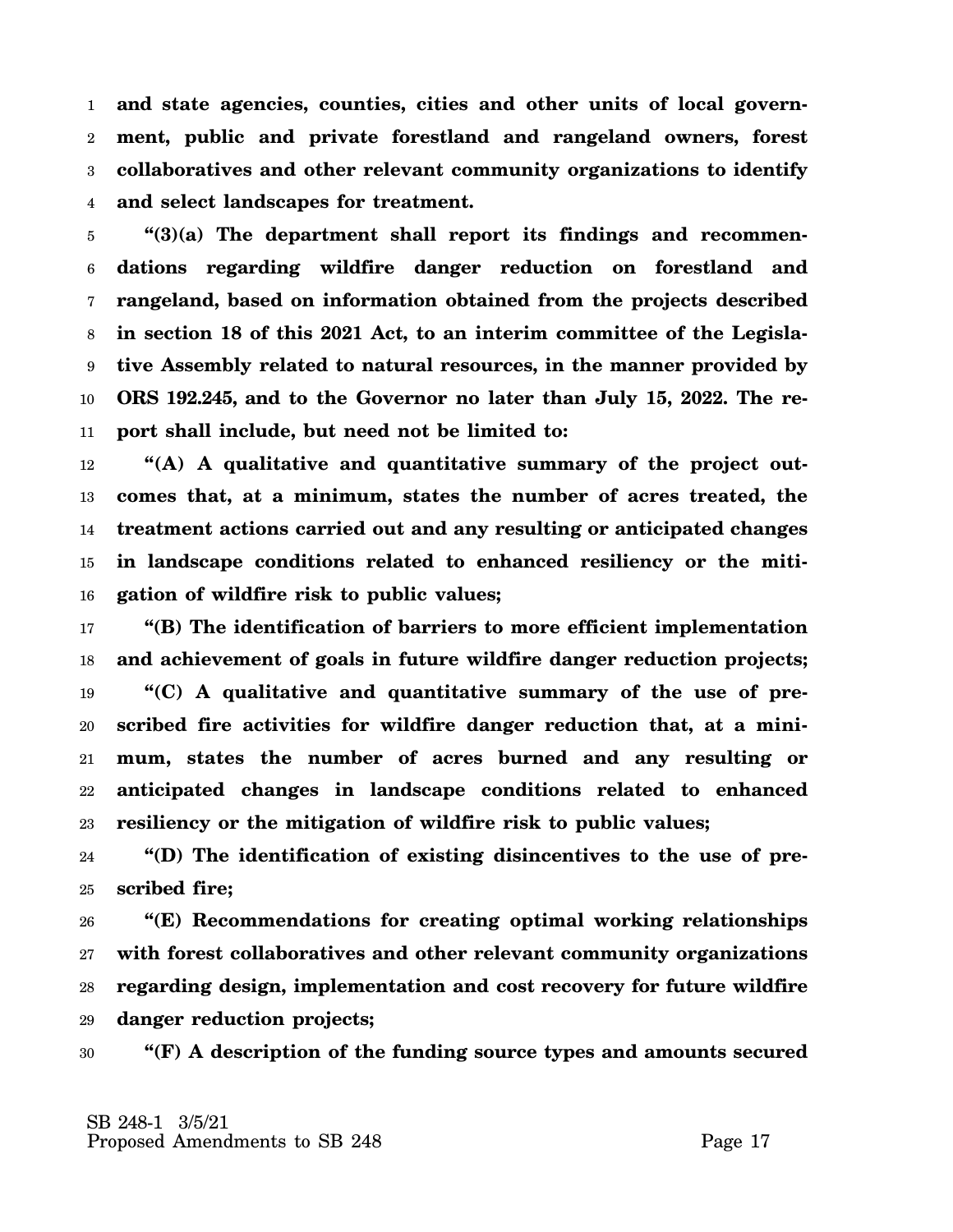**and state agencies, counties, cities and other units of local government, public and private forestland and rangeland owners, forest collaboratives and other relevant community organizations to identify and select landscapes for treatment.**

**"(3)(a) The department shall report its findings and recommendations regarding wildfire danger reduction on forestland and rangeland, based on information obtained from the projects described in section 18 of this 2021 Act, to an interim committee of the Legislative Assembly related to natural resources, in the manner provided by ORS 192.245, and to the Governor no later than July 15, 2022. The report shall include, but need not be limited to:**

**"(A) A qualitative and quantitative summary of the project outcomes that, at a minimum, states the number of acres treated, the treatment actions carried out and any resulting or anticipated changes in landscape conditions related to enhanced resiliency or the mitigation of wildfire risk to public values;**

**"(B) The identification of barriers to more efficient implementation and achievement of goals in future wildfire danger reduction projects;**

**"(C) A qualitative and quantitative summary of the use of prescribed fire activities for wildfire danger reduction that, at a minimum, states the number of acres burned and any resulting or anticipated changes in landscape conditions related to enhanced resiliency or the mitigation of wildfire risk to public values;**

**"(D) The identification of existing disincentives to the use of prescribed fire;**

**"(E) Recommendations for creating optimal working relationships with forest collaboratives and other relevant community organizations regarding design, implementation and cost recovery for future wildfire danger reduction projects;**

**"(F) A description of the funding source types and amounts secured**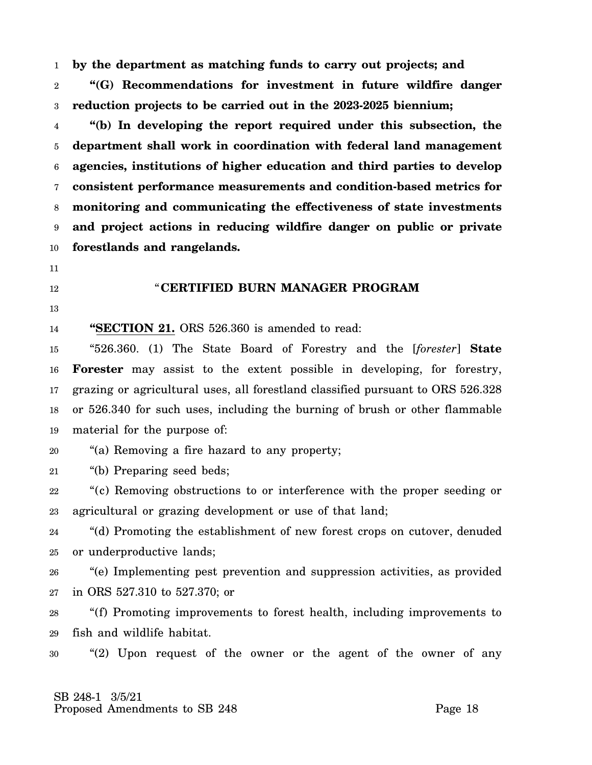**by the department as matching funds to carry out projects; and**

**"(G) Recommendations for investment in future wildfire danger reduction projects to be carried out in the 2023-2025 biennium;**

**"(b) In developing the report required under this subsection, the department shall work in coordination with federal land management agencies, institutions of higher education and third parties to develop consistent performance measurements and condition-based metrics for monitoring and communicating the effectiveness of state investments and project actions in reducing wildfire danger on public or private forestlands and rangelands.**

## "CERTIFIED BURN MANAGER PROGRAM

**"SECTION 21.** ORS 526.360 is amended to read:

"526.360. (1) The State Board of Forestry and the [*forester*] **State Forester** may assist to the extent possible in developing, for forestry, grazing or agricultural uses, all forestland classified pursuant to ORS 526.328 or 526.340 for such uses, including the burning of brush or other flammable material for the purpose of:

"(a) Removing a fire hazard to any property;

"(b) Preparing seed beds;

"(c) Removing obstructions to or interference with the proper seeding or agricultural or grazing development or use of that land;

"(d) Promoting the establishment of new forest crops on cutover, denuded or underproductive lands;

"(e) Implementing pest prevention and suppression activities, as provided in ORS 527.310 to 527.370; or

"(f) Promoting improvements to forest health, including improvements to fish and wildlife habitat.

"(2) Upon request of the owner or the agent of the owner of any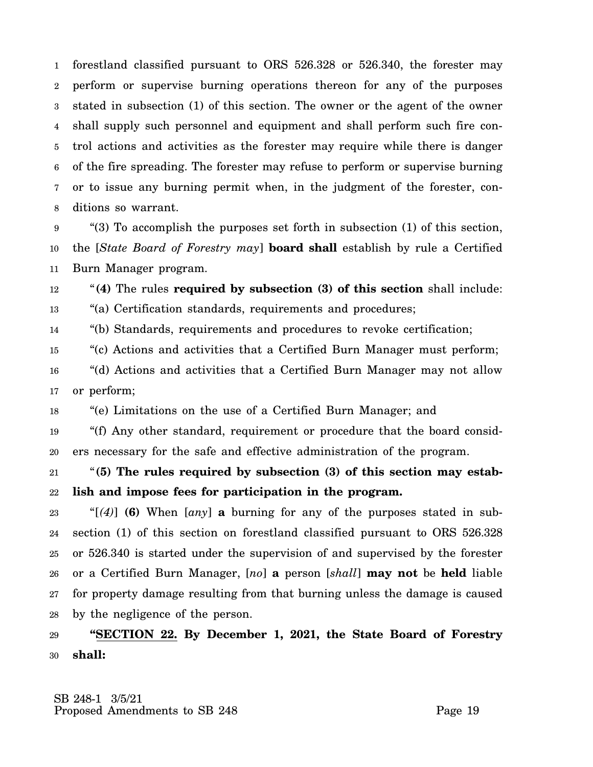forestland classified pursuant to ORS 526.328 or 526.340, the forester may perform or supervise burning operations thereon for any of the purposes stated in subsection (1) of this section. The owner or the agent of the owner shall supply such personnel and equipment and shall perform such fire control actions and activities as the forester may require while there is danger of the fire spreading. The forester may refuse to perform or supervise burning or to issue any burning permit when, in the judgment of the forester, conditions so warrant.

"(3) To accomplish the purposes set forth in subsection (1) of this section, the [*State Board of Forestry may*] **board shall** establish by rule a Certified Burn Manager program.

"**(4)** The rules **required by subsection (3) of this section** shall include:

"(a) Certification standards, requirements and procedures;

"(b) Standards, requirements and procedures to revoke certification;

"(c) Actions and activities that a Certified Burn Manager must perform;

"(d) Actions and activities that a Certified Burn Manager may not allow or perform;

"(e) Limitations on the use of a Certified Burn Manager; and

"(f) Any other standard, requirement or procedure that the board considers necessary for the safe and effective administration of the program.

"**(5) The rules required by subsection (3) of this section may establish and impose fees for participation in the program.**

"[*(4)*] **(6)** When [*any*] **a** burning for any of the purposes stated in subsection (1) of this section on forestland classified pursuant to ORS 526.328 or 526.340 is started under the supervision of and supervised by the forester or a Certified Burn Manager, [*no*] **a** person [*shall*] **may not** be **held** liable for property damage resulting from that burning unless the damage is caused by the negligence of the person.

**"SECTION 22. By December 1, 2021, the State Board of Forestry shall:**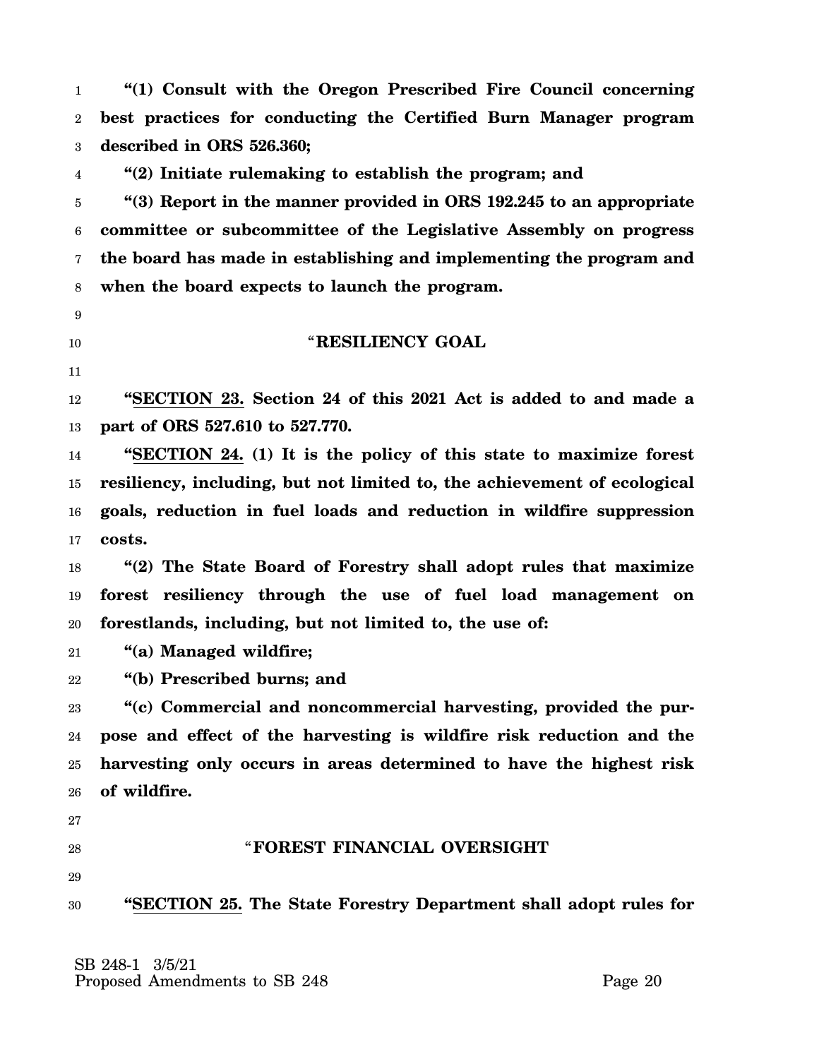**"(1) Consult with the Oregon Prescribed Fire Council concerning best practices for conducting the Certified Burn Manager program described in ORS 526.360;**

**"(2) Initiate rulemaking to establish the program; and**

**"(3) Report in the manner provided in ORS 192.245 to an appropriate committee or subcommittee of the Legislative Assembly on progress the board has made in establishing and implementing the program and when the board expects to launch the program.**

"**RESILIENCY GOAL**

**"SECTION 23. Section 24 of this 2021 Act is added to and made a part of ORS 527.610 to 527.770.**

**"SECTION 24. (1) It is the policy of this state to maximize forest resiliency, including, but not limited to, the achievement of ecological goals, reduction in fuel loads and reduction in wildfire suppression costs.**

**"(2) The State Board of Forestry shall adopt rules that maximize forest resiliency through the use of fuel load management on forestlands, including, but not limited to, the use of:**

**"(a) Managed wildfire;**

**"(b) Prescribed burns; and**

**"(c) Commercial and noncommercial harvesting, provided the purpose and effect of the harvesting is wildfire risk reduction and the harvesting only occurs in areas determined to have the highest risk of wildfire.**

"**FOREST FINANCIAL OVERSIGHT**

**"SECTION 25. The State Forestry Department shall adopt rules for**

SB 248-1 3/5/21
Proposed Amendments to SB 248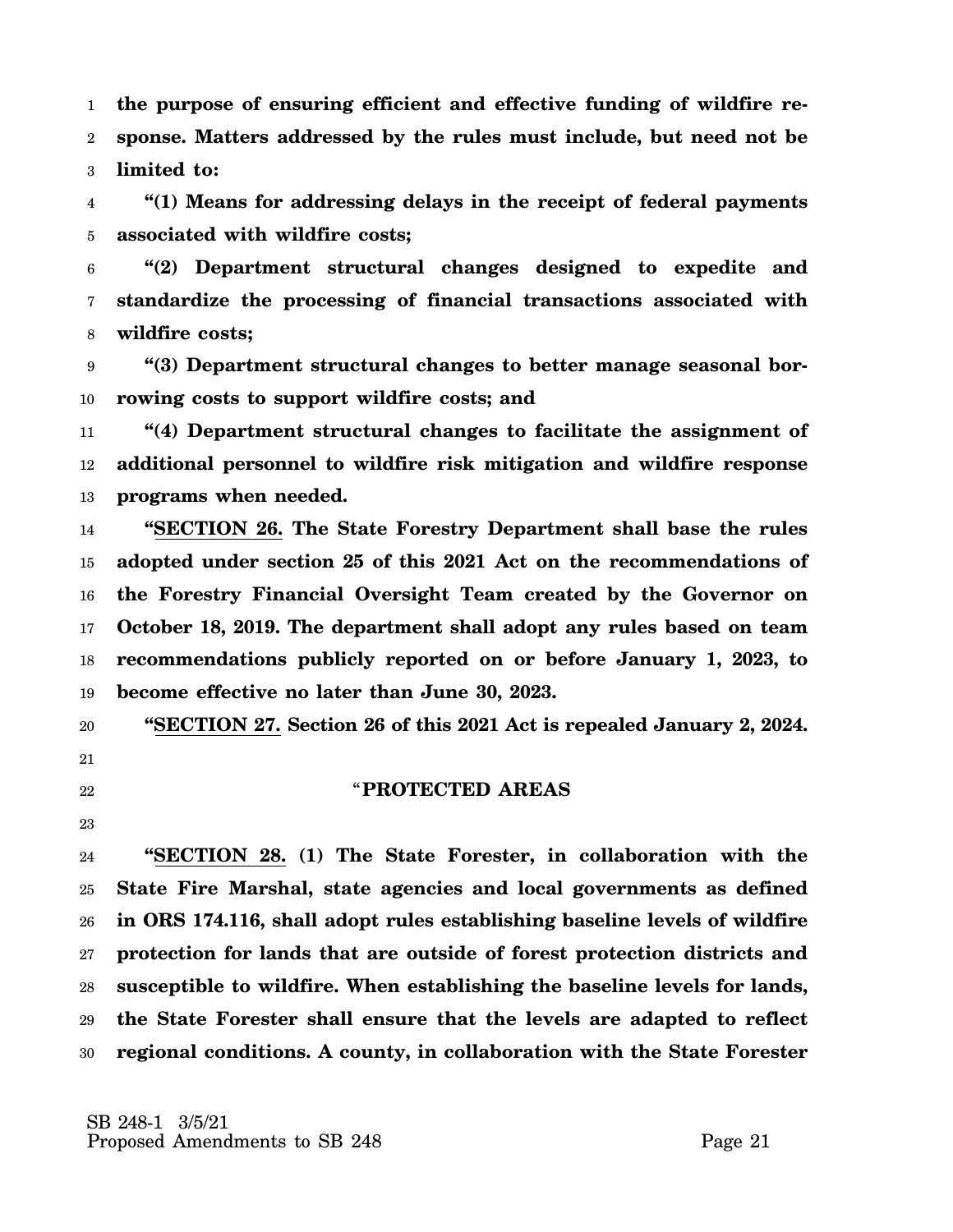**the purpose of ensuring efficient and effective funding of wildfire response. Matters addressed by the rules must include, but need not be limited to:**

**"(1) Means for addressing delays in the receipt of federal payments associated with wildfire costs;**

**"(2) Department structural changes designed to expedite and standardize the processing of financial transactions associated with wildfire costs;**

**"(3) Department structural changes to better manage seasonal borrowing costs to support wildfire costs; and**

**"(4) Department structural changes to facilitate the assignment of additional personnel to wildfire risk mitigation and wildfire response programs when needed.**

**"SECTION 26. The State Forestry Department shall base the rules adopted under section 25 of this 2021 Act on the recommendations of the Forestry Financial Oversight Team created by the Governor on October 18, 2019. The department shall adopt any rules based on team recommendations publicly reported on or before January 1, 2023, to become effective no later than June 30, 2023.**

**"SECTION 27. Section 26 of this 2021 Act is repealed January 2, 2024.**

## "PROTECTED AREAS

**"SECTION 28. (1) The State Forester, in collaboration with the State Fire Marshal, state agencies and local governments as defined in ORS 174.116, shall adopt rules establishing baseline levels of wildfire protection for lands that are outside of forest protection districts and susceptible to wildfire. When establishing the baseline levels for lands, the State Forester shall ensure that the levels are adapted to reflect regional conditions. A county, in collaboration with the State Forester**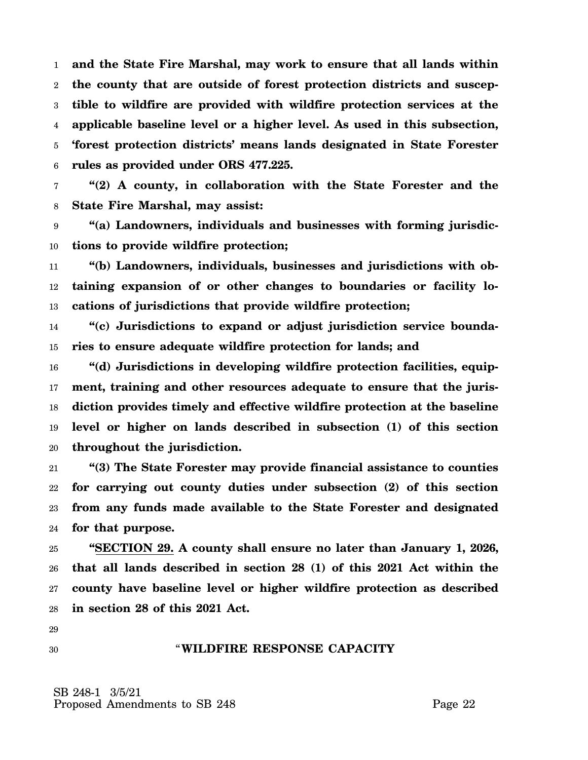**and the State Fire Marshal, may work to ensure that all lands within the county that are outside of forest protection districts and susceptible to wildfire are provided with wildfire protection services at the applicable baseline level or a higher level. As used in this subsection, 'forest protection districts' means lands designated in State Forester rules as provided under ORS 477.225.**

**"(2) A county, in collaboration with the State Forester and the State Fire Marshal, may assist:**

**"(a) Landowners, individuals and businesses with forming jurisdictions to provide wildfire protection;**

**"(b) Landowners, individuals, businesses and jurisdictions with obtaining expansion of or other changes to boundaries or facility locations of jurisdictions that provide wildfire protection;**

**"(c) Jurisdictions to expand or adjust jurisdiction service boundaries to ensure adequate wildfire protection for lands; and**

**"(d) Jurisdictions in developing wildfire protection facilities, equipment, training and other resources adequate to ensure that the jurisdiction provides timely and effective wildfire protection at the baseline level or higher on lands described in subsection (1) of this section throughout the jurisdiction.**

**"(3) The State Forester may provide financial assistance to counties for carrying out county duties under subsection (2) of this section from any funds made available to the State Forester and designated for that purpose.**

**"SECTION 29. A county shall ensure no later than January 1, 2026, that all lands described in section 28 (1) of this 2021 Act within the county have baseline level or higher wildfire protection as described in section 28 of this 2021 Act.**

"**WILDFIRE RESPONSE CAPACITY**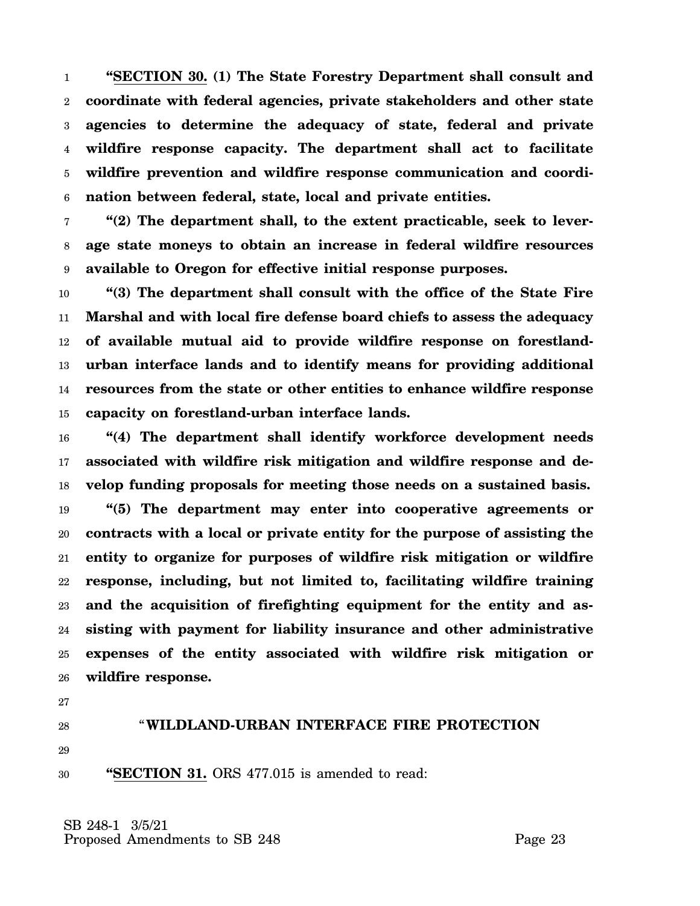**"SECTION 30. (1) The State Forestry Department shall consult and coordinate with federal agencies, private stakeholders and other state agencies to determine the adequacy of state, federal and private wildfire response capacity. The department shall act to facilitate wildfire prevention and wildfire response communication and coordination between federal, state, local and private entities.**

**"(2) The department shall, to the extent practicable, seek to leverage state moneys to obtain an increase in federal wildfire resources available to Oregon for effective initial response purposes.**

**"(3) The department shall consult with the office of the State Fire Marshal and with local fire defense board chiefs to assess the adequacy of available mutual aid to provide wildfire response on forestland-urban interface lands and to identify means for providing additional resources from the state or other entities to enhance wildfire response capacity on forestland-urban interface lands.**

**"(4) The department shall identify workforce development needs associated with wildfire risk mitigation and wildfire response and develop funding proposals for meeting those needs on a sustained basis.**

**"(5) The department may enter into cooperative agreements or contracts with a local or private entity for the purpose of assisting the entity to organize for purposes of wildfire risk mitigation or wildfire response, including, but not limited to, facilitating wildfire training and the acquisition of firefighting equipment for the entity and assisting with payment for liability insurance and other administrative expenses of the entity associated with wildfire risk mitigation or wildfire response.**

"**WILDLAND-URBAN INTERFACE FIRE PROTECTION**

**"SECTION 31.** ORS 477.015 is amended to read: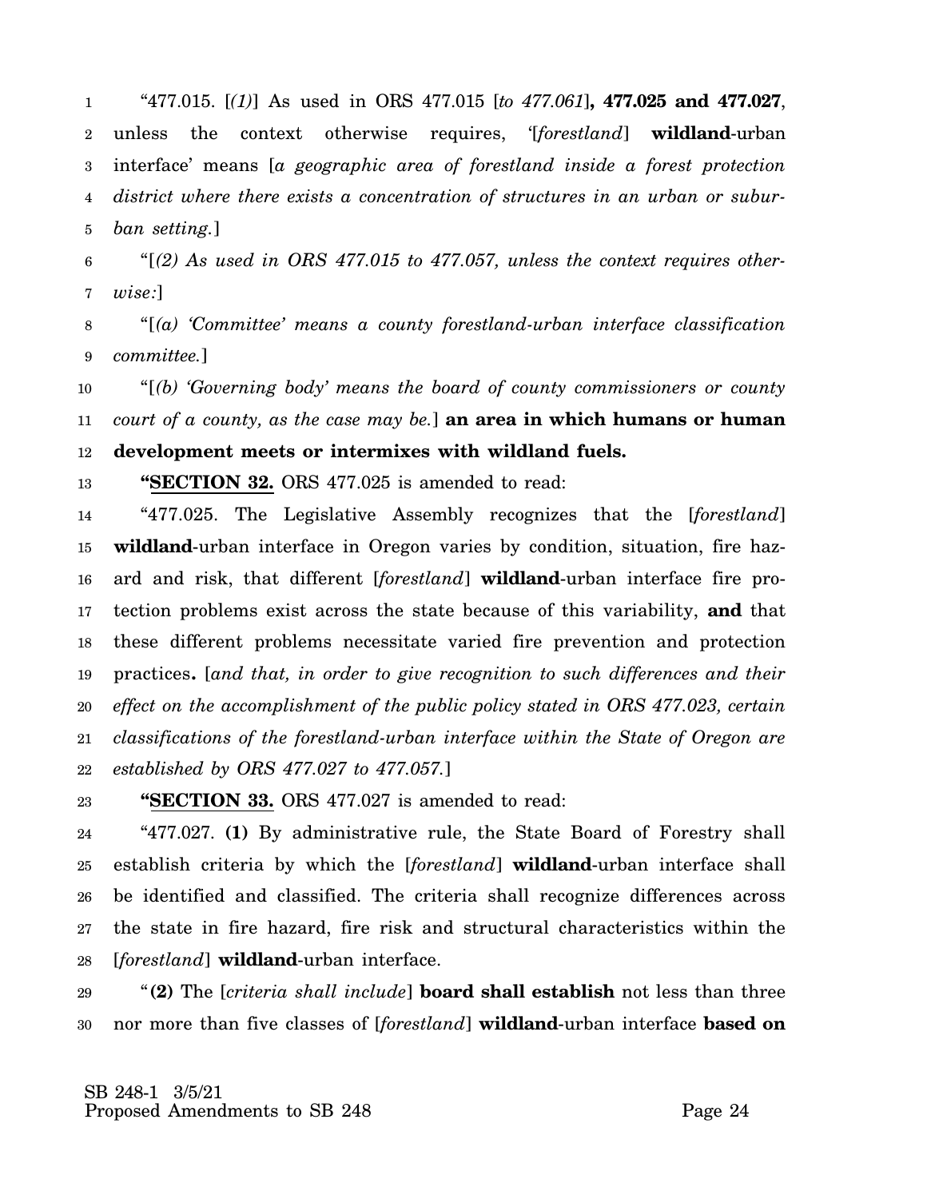"477.015. [*(1)*] As used in ORS 477.015 [*to 477.061*]**, 477.025 and 477.027**, unless the context otherwise requires, '[*forestland*] **wildland**-urban interface' means [*a geographic area of forestland inside a forest protection district where there exists a concentration of structures in an urban or suburban setting.*]

"[*(2) As used in ORS 477.015 to 477.057, unless the context requires otherwise:*]

"[*(a) 'Committee' means a county forestland-urban interface classification committee.*]

"[*(b) 'Governing body' means the board of county commissioners or county court of a county, as the case may be.*] **an area in which humans or human development meets or intermixes with wildland fuels.**

**"SECTION 32.** ORS 477.025 is amended to read:

"477.025. The Legislative Assembly recognizes that the [*forestland*] **wildland**-urban interface in Oregon varies by condition, situation, fire hazard and risk, that different [*forestland*] **wildland**-urban interface fire protection problems exist across the state because of this variability, **and** that these different problems necessitate varied fire prevention and protection practices**.** [*and that, in order to give recognition to such differences and their effect on the accomplishment of the public policy stated in ORS 477.023, certain classifications of the forestland-urban interface within the State of Oregon are established by ORS 477.027 to 477.057.*]

**"SECTION 33.** ORS 477.027 is amended to read:

"477.027. **(1)** By administrative rule, the State Board of Forestry shall establish criteria by which the [*forestland*] **wildland**-urban interface shall be identified and classified. The criteria shall recognize differences across the state in fire hazard, fire risk and structural characteristics within the [*forestland*] **wildland**-urban interface.

"**(2)** The [*criteria shall include*] **board shall establish** not less than three nor more than five classes of [*forestland*] **wildland**-urban interface **based on**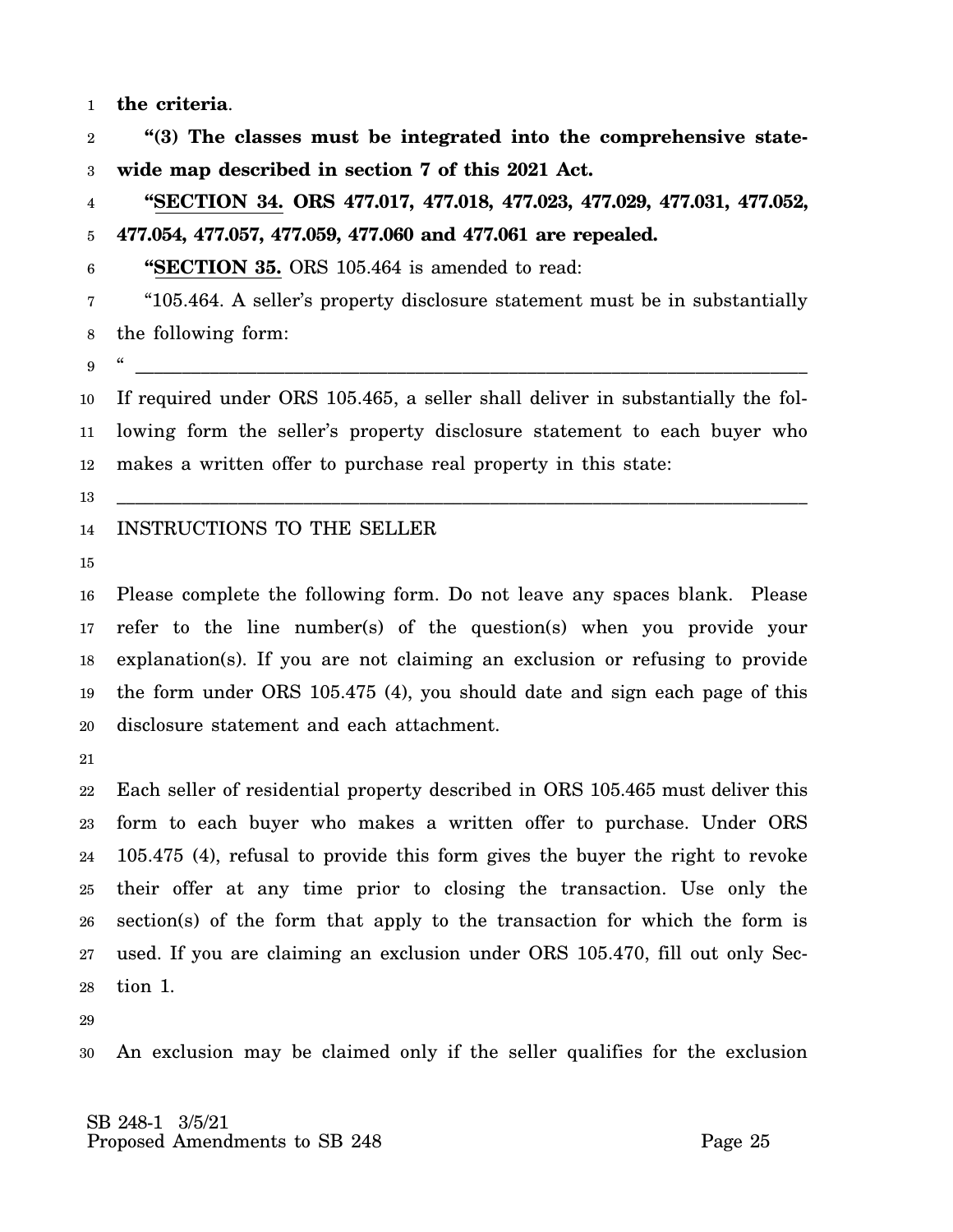**the criteria**.

**"(3) The classes must be integrated into the comprehensive statewide map described in section 7 of this 2021 Act.**

**"SECTION 34. ORS 477.017, 477.018, 477.023, 477.029, 477.031, 477.052, 477.054, 477.057, 477.059, 477.060 and 477.061 are repealed.**

**"SECTION 35.** ORS 105.464 is amended to read:

"105.464. A seller's property disclosure statement must be in substantially the following form:

" ______________________________________________________________________

If required under ORS 105.465, a seller shall deliver in substantially the following form the seller's property disclosure statement to each buyer who makes a written offer to purchase real property in this state:

______________________________________________________________________

INSTRUCTIONS TO THE SELLER

Please complete the following form. Do not leave any spaces blank. Please refer to the line number(s) of the question(s) when you provide your explanation(s). If you are not claiming an exclusion or refusing to provide the form under ORS 105.475 (4), you should date and sign each page of this disclosure statement and each attachment.

Each seller of residential property described in ORS 105.465 must deliver this form to each buyer who makes a written offer to purchase. Under ORS 105.475 (4), refusal to provide this form gives the buyer the right to revoke their offer at any time prior to closing the transaction. Use only the section(s) of the form that apply to the transaction for which the form is used. If you are claiming an exclusion under ORS 105.470, fill out only Section 1.

An exclusion may be claimed only if the seller qualifies for the exclusion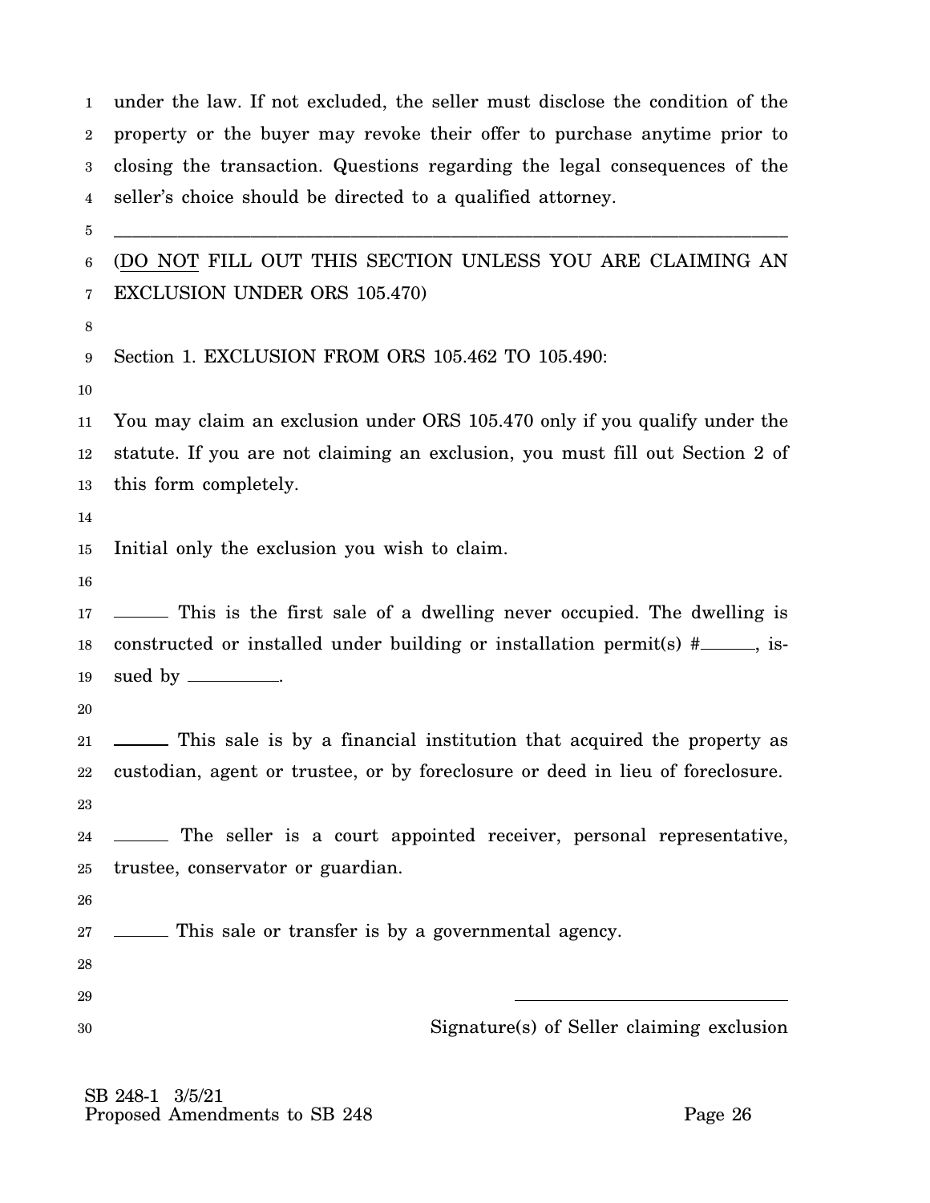under the law. If not excluded, the seller must disclose the condition of the property or the buyer may revoke their offer to purchase anytime prior to closing the transaction. Questions regarding the legal consequences of the seller's choice should be directed to a qualified attorney.

---

(DO NOT FILL OUT THIS SECTION UNLESS YOU ARE CLAIMING AN EXCLUSION UNDER ORS 105.470)

Section 1. EXCLUSION FROM ORS 105.462 TO 105.490:

You may claim an exclusion under ORS 105.470 only if you qualify under the statute. If you are not claiming an exclusion, you must fill out Section 2 of this form completely.

Initial only the exclusion you wish to claim.

______ This is the first sale of a dwelling never occupied. The dwelling is constructed or installed under building or installation permit(s) #______, issued by __________.

______ This sale is by a financial institution that acquired the property as custodian, agent or trustee, or by foreclosure or deed in lieu of foreclosure.

______ The seller is a court appointed receiver, personal representative, trustee, conservator or guardian.

______ This sale or transfer is by a governmental agency.

______________________________
Signature(s) of Seller claiming exclusion

SB 248-1 3/5/21
Proposed Amendments to SB 248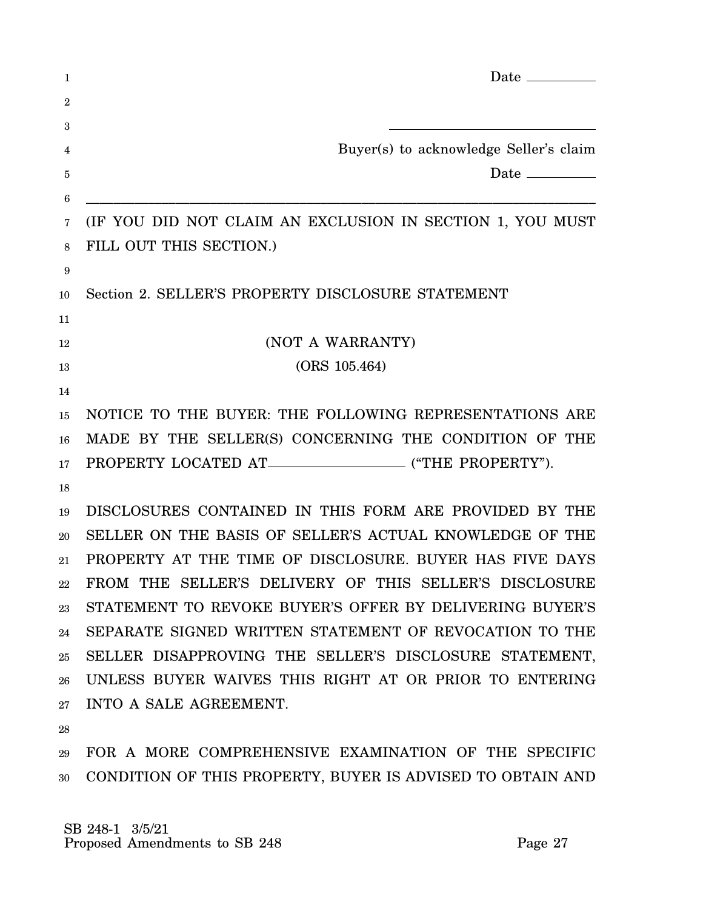Date ________

______________________________

Buyer(s) to acknowledge Seller's claim

Date ________

---

(IF YOU DID NOT CLAIM AN EXCLUSION IN SECTION 1, YOU MUST FILL OUT THIS SECTION.)

Section 2. SELLER'S PROPERTY DISCLOSURE STATEMENT

(NOT A WARRANTY)

(ORS 105.464)

NOTICE TO THE BUYER: THE FOLLOWING REPRESENTATIONS ARE MADE BY THE SELLER(S) CONCERNING THE CONDITION OF THE PROPERTY LOCATED AT__________________ ("THE PROPERTY").

DISCLOSURES CONTAINED IN THIS FORM ARE PROVIDED BY THE SELLER ON THE BASIS OF SELLER'S ACTUAL KNOWLEDGE OF THE PROPERTY AT THE TIME OF DISCLOSURE. BUYER HAS FIVE DAYS FROM THE SELLER'S DELIVERY OF THIS SELLER'S DISCLOSURE STATEMENT TO REVOKE BUYER'S OFFER BY DELIVERING BUYER'S SEPARATE SIGNED WRITTEN STATEMENT OF REVOCATION TO THE SELLER DISAPPROVING THE SELLER'S DISCLOSURE STATEMENT, UNLESS BUYER WAIVES THIS RIGHT AT OR PRIOR TO ENTERING INTO A SALE AGREEMENT.

FOR A MORE COMPREHENSIVE EXAMINATION OF THE SPECIFIC CONDITION OF THIS PROPERTY, BUYER IS ADVISED TO OBTAIN AND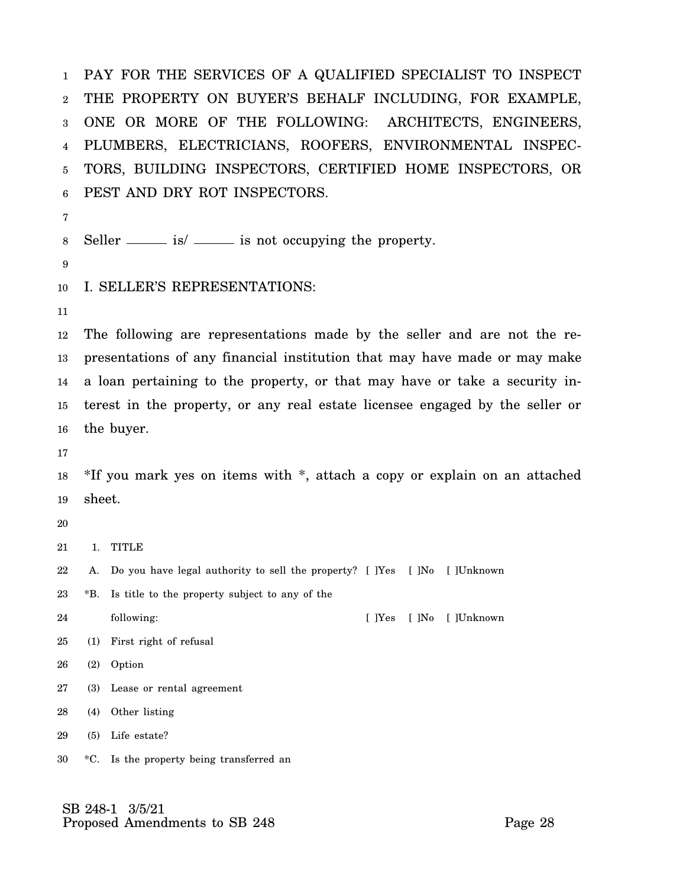PAY FOR THE SERVICES OF A QUALIFIED SPECIALIST TO INSPECT THE PROPERTY ON BUYER'S BEHALF INCLUDING, FOR EXAMPLE, ONE OR MORE OF THE FOLLOWING: ARCHITECTS, ENGINEERS, PLUMBERS, ELECTRICIANS, ROOFERS, ENVIRONMENTAL INSPECTORS, BUILDING INSPECTORS, CERTIFIED HOME INSPECTORS, OR PEST AND DRY ROT INSPECTORS.

Seller \_\_\_\_\_\_ is/ \_\_\_\_\_\_ is not occupying the property.

I. SELLER'S REPRESENTATIONS:

The following are representations made by the seller and are not the representations of any financial institution that may have made or may make a loan pertaining to the property, or that may have or take a security interest in the property, or any real estate licensee engaged by the seller or the buyer.

*If you mark yes on items with *, attach a copy or explain on an attached sheet.

1. TITLE

A. Do you have legal authority to sell the property? [ ]Yes [ ]No [ ]Unknown

*B. Is title to the property subject to any of the following: [ ]Yes [ ]No [ ]Unknown

(1) First right of refusal

(2) Option

(3) Lease or rental agreement

(4) Other listing

(5) Life estate?

*C. Is the property being transferred an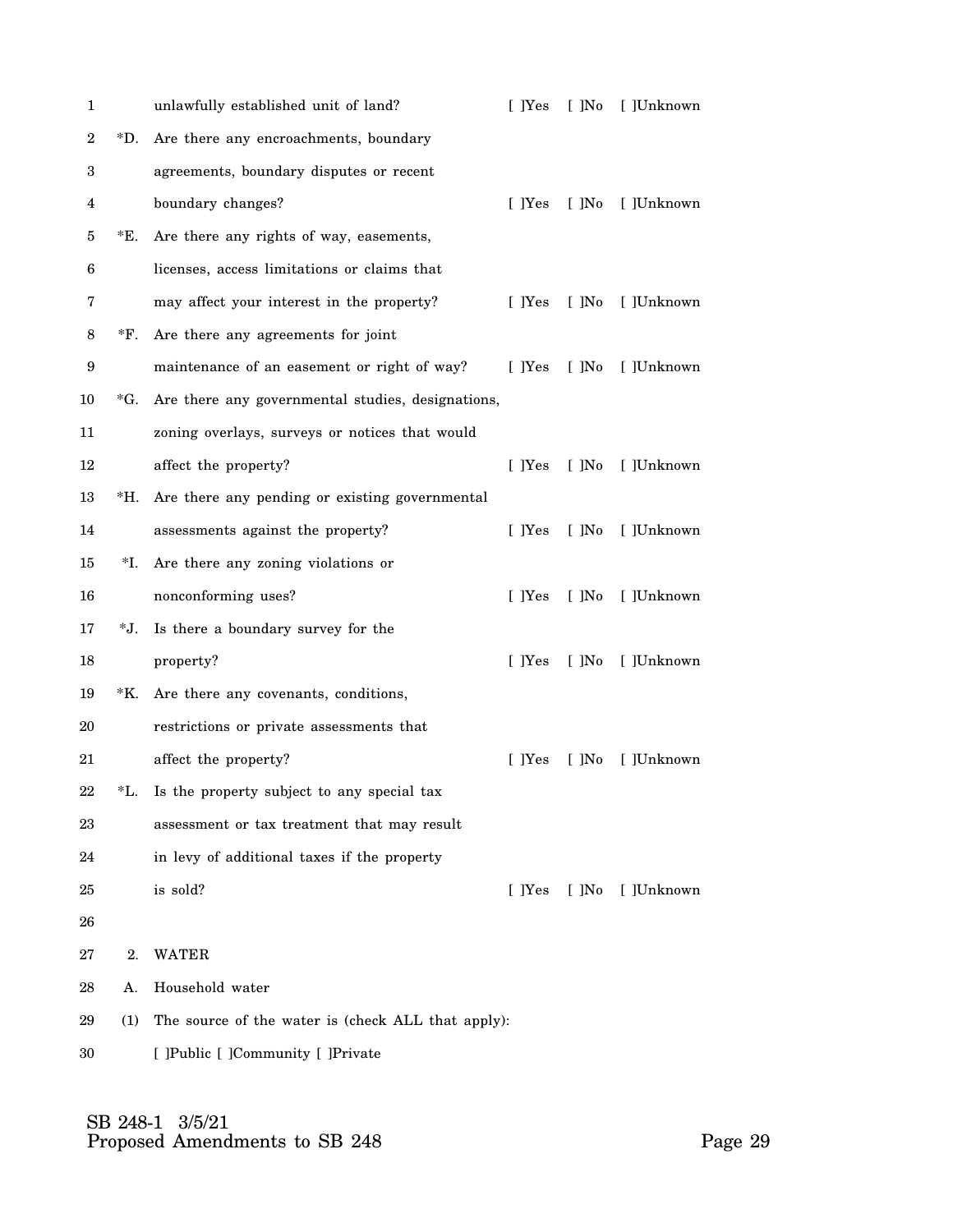unlawfully established unit of land? [ ]Yes [ ]No [ ]Unknown

*D. Are there any encroachments, boundary agreements, boundary disputes or recent boundary changes? [ ]Yes [ ]No [ ]Unknown

*E. Are there any rights of way, easements, licenses, access limitations or claims that may affect your interest in the property? [ ]Yes [ ]No [ ]Unknown

*F. Are there any agreements for joint maintenance of an easement or right of way? [ ]Yes [ ]No [ ]Unknown

*G. Are there any governmental studies, designations, zoning overlays, surveys or notices that would affect the property? [ ]Yes [ ]No [ ]Unknown

*H. Are there any pending or existing governmental assessments against the property? [ ]Yes [ ]No [ ]Unknown

*I. Are there any zoning violations or nonconforming uses? [ ]Yes [ ]No [ ]Unknown

*J. Is there a boundary survey for the property? [ ]Yes [ ]No [ ]Unknown

*K. Are there any covenants, conditions, restrictions or private assessments that affect the property? [ ]Yes [ ]No [ ]Unknown

*L. Is the property subject to any special tax assessment or tax treatment that may result in levy of additional taxes if the property is sold? [ ]Yes [ ]No [ ]Unknown

2. WATER

A. Household water

(1) The source of the water is (check ALL that apply):

[ ]Public [ ]Community [ ]Private

SB 248-1 3/5/21
Proposed Amendments to SB 248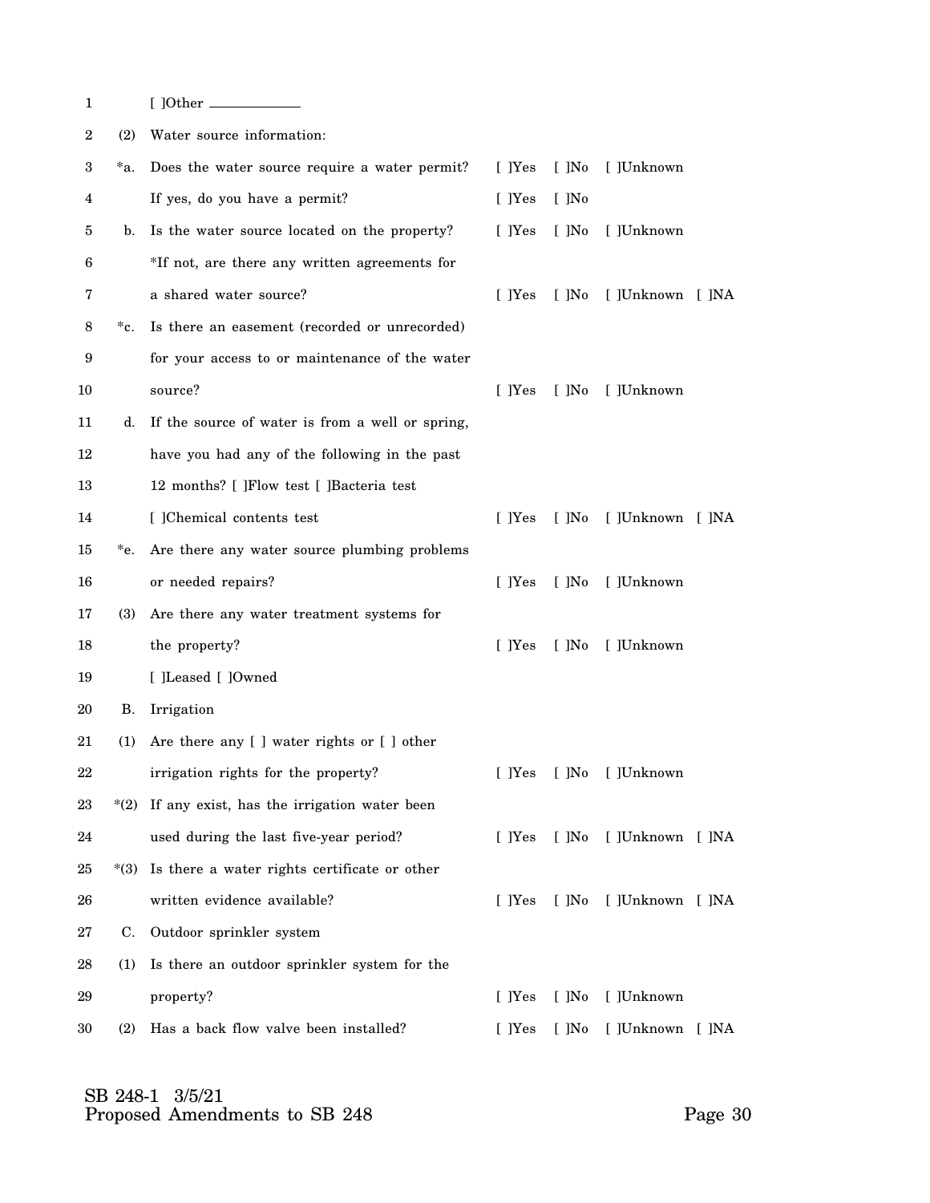[ ]Other \_\_\_\_\_\_\_\_\_\_\_\_

(2) Water source information:

*a. Does the water source require a water permit? [ ]Yes [ ]No [ ]Unknown

If yes, do you have a permit? [ ]Yes [ ]No

b. Is the water source located on the property? [ ]Yes [ ]No [ ]Unknown

*If not, are there any written agreements for a shared water source? [ ]Yes [ ]No [ ]Unknown [ ]NA

*c. Is there an easement (recorded or unrecorded) for your access to or maintenance of the water source? [ ]Yes [ ]No [ ]Unknown

d. If the source of water is from a well or spring, have you had any of the following in the past 12 months? [ ]Flow test [ ]Bacteria test [ ]Chemical contents test [ ]Yes [ ]No [ ]Unknown [ ]NA

*e. Are there any water source plumbing problems or needed repairs? [ ]Yes [ ]No [ ]Unknown

(3) Are there any water treatment systems for the property? [ ]Yes [ ]No [ ]Unknown

[ ]Leased [ ]Owned

B. Irrigation

(1) Are there any [ ] water rights or [ ] other irrigation rights for the property? [ ]Yes [ ]No [ ]Unknown

*(2) If any exist, has the irrigation water been used during the last five-year period? [ ]Yes [ ]No [ ]Unknown [ ]NA

*(3) Is there a water rights certificate or other written evidence available? [ ]Yes [ ]No [ ]Unknown [ ]NA

C. Outdoor sprinkler system

(1) Is there an outdoor sprinkler system for the property? [ ]Yes [ ]No [ ]Unknown

(2) Has a back flow valve been installed? [ ]Yes [ ]No [ ]Unknown [ ]NA

SB 248-1 3/5/21
Proposed Amendments to SB 248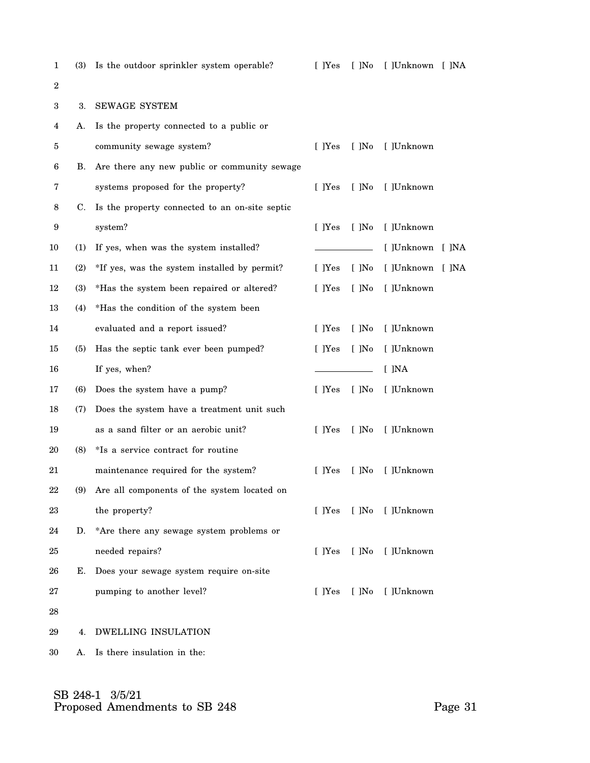(3) Is the outdoor sprinkler system operable? [ ]Yes [ ]No [ ]Unknown [ ]NA

3. SEWAGE SYSTEM

A. Is the property connected to a public or community sewage system? [ ]Yes [ ]No [ ]Unknown

B. Are there any new public or community sewage systems proposed for the property? [ ]Yes [ ]No [ ]Unknown

C. Is the property connected to an on-site septic system? [ ]Yes [ ]No [ ]Unknown

(1) If yes, when was the system installed? ____________ [ ]Unknown [ ]NA

(2) *If yes, was the system installed by permit? [ ]Yes [ ]No [ ]Unknown [ ]NA

(3) *Has the system been repaired or altered? [ ]Yes [ ]No [ ]Unknown

(4) *Has the condition of the system been evaluated and a report issued? [ ]Yes [ ]No [ ]Unknown

(5) Has the septic tank ever been pumped? [ ]Yes [ ]No [ ]Unknown

If yes, when? ____________ [ ]NA

(6) Does the system have a pump? [ ]Yes [ ]No [ ]Unknown

(7) Does the system have a treatment unit such as a sand filter or an aerobic unit? [ ]Yes [ ]No [ ]Unknown

(8) *Is a service contract for routine maintenance required for the system? [ ]Yes [ ]No [ ]Unknown

(9) Are all components of the system located on the property? [ ]Yes [ ]No [ ]Unknown

D. *Are there any sewage system problems or needed repairs? [ ]Yes [ ]No [ ]Unknown

E. Does your sewage system require on-site pumping to another level? [ ]Yes [ ]No [ ]Unknown

4. DWELLING INSULATION

A. Is there insulation in the:

SB 248-1 3/5/21
Proposed Amendments to SB 248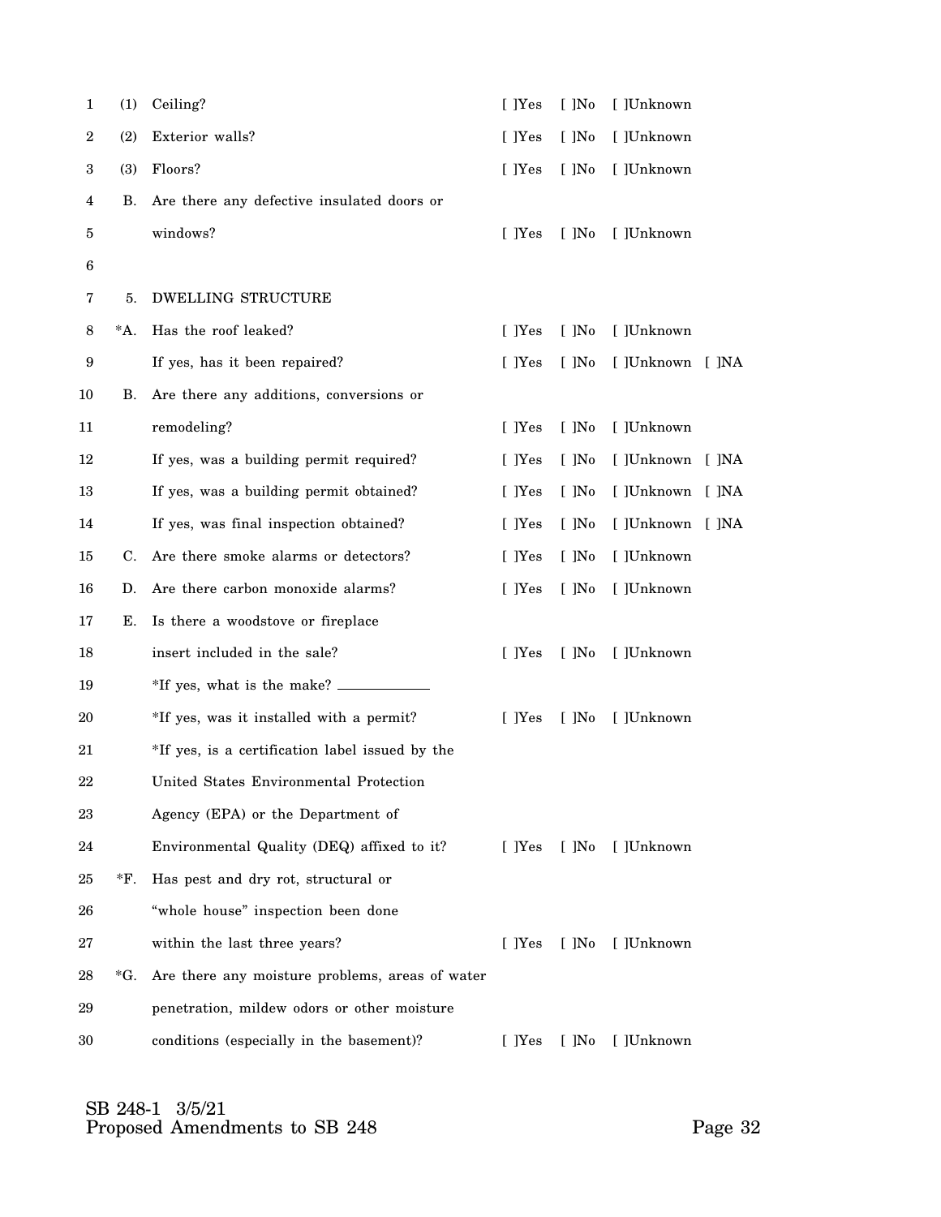(1) Ceiling? [ ]Yes [ ]No [ ]Unknown

(2) Exterior walls? [ ]Yes [ ]No [ ]Unknown

(3) Floors? [ ]Yes [ ]No [ ]Unknown

B. Are there any defective insulated doors or windows? [ ]Yes [ ]No [ ]Unknown

5. DWELLING STRUCTURE

*A. Has the roof leaked? [ ]Yes [ ]No [ ]Unknown

If yes, has it been repaired? [ ]Yes [ ]No [ ]Unknown [ ]NA

B. Are there any additions, conversions or remodeling? [ ]Yes [ ]No [ ]Unknown

If yes, was a building permit required? [ ]Yes [ ]No [ ]Unknown [ ]NA

If yes, was a building permit obtained? [ ]Yes [ ]No [ ]Unknown [ ]NA

If yes, was final inspection obtained? [ ]Yes [ ]No [ ]Unknown [ ]NA

C. Are there smoke alarms or detectors? [ ]Yes [ ]No [ ]Unknown

D. Are there carbon monoxide alarms? [ ]Yes [ ]No [ ]Unknown

E. Is there a woodstove or fireplace insert included in the sale? [ ]Yes [ ]No [ ]Unknown

*If yes, what is the make? ____________

*If yes, was it installed with a permit? [ ]Yes [ ]No [ ]Unknown

*If yes, is a certification label issued by the United States Environmental Protection Agency (EPA) or the Department of Environmental Quality (DEQ) affixed to it? [ ]Yes [ ]No [ ]Unknown

*F. Has pest and dry rot, structural or "whole house" inspection been done within the last three years? [ ]Yes [ ]No [ ]Unknown

*G. Are there any moisture problems, areas of water penetration, mildew odors or other moisture conditions (especially in the basement)? [ ]Yes [ ]No [ ]Unknown

SB 248-1 3/5/21
Proposed Amendments to SB 248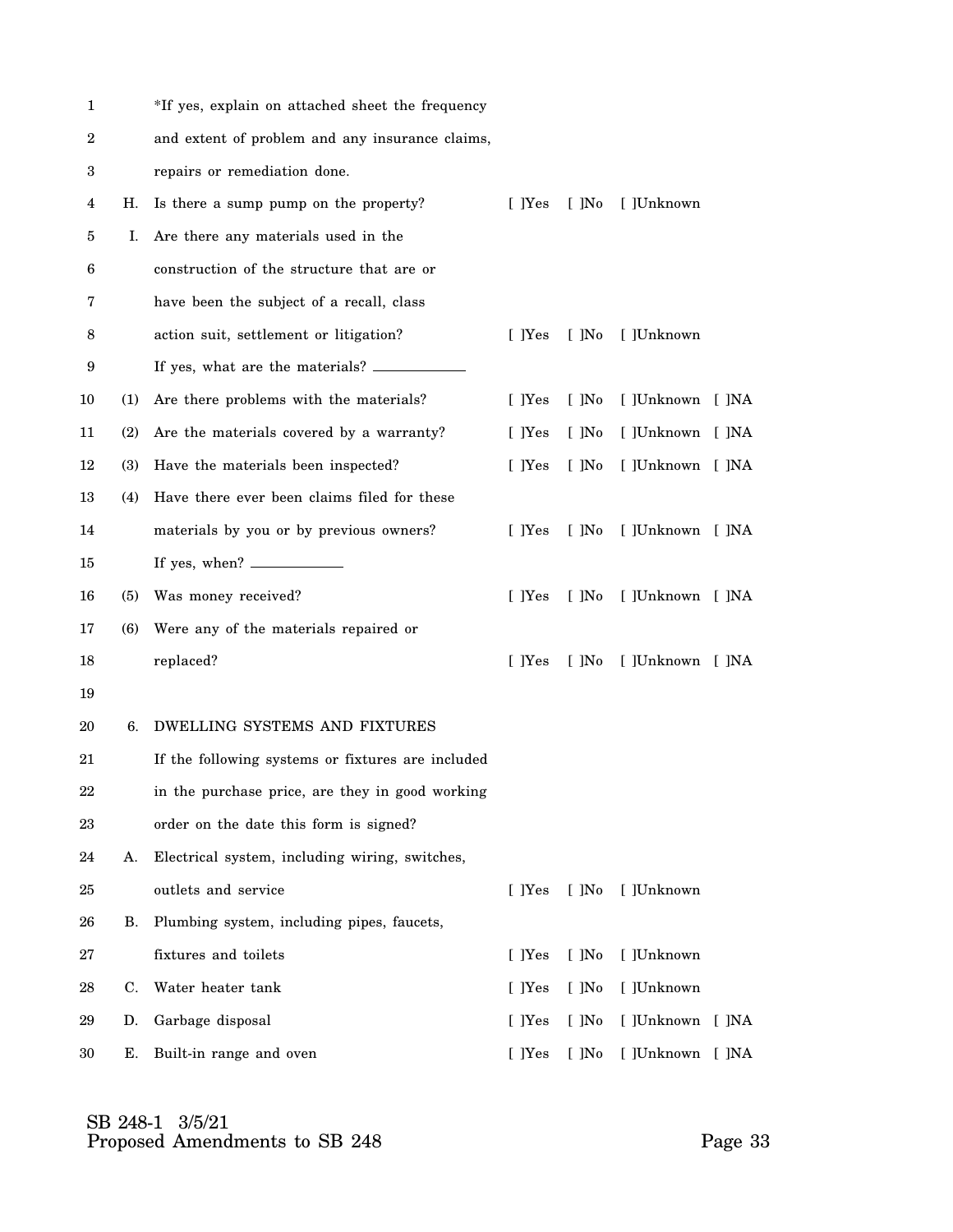*If yes, explain on attached sheet the frequency and extent of problem and any insurance claims, repairs or remediation done.

H. Is there a sump pump on the property? [ ]Yes [ ]No [ ]Unknown

I. Are there any materials used in the construction of the structure that are or have been the subject of a recall, class action suit, settlement or litigation? [ ]Yes [ ]No [ ]Unknown

If yes, what are the materials? ____________

(1) Are there problems with the materials? [ ]Yes [ ]No [ ]Unknown [ ]NA

(2) Are the materials covered by a warranty? [ ]Yes [ ]No [ ]Unknown [ ]NA

(3) Have the materials been inspected? [ ]Yes [ ]No [ ]Unknown [ ]NA

(4) Have there ever been claims filed for these materials by you or by previous owners? [ ]Yes [ ]No [ ]Unknown [ ]NA

If yes, when? ____________

(5) Was money received? [ ]Yes [ ]No [ ]Unknown [ ]NA

(6) Were any of the materials repaired or replaced? [ ]Yes [ ]No [ ]Unknown [ ]NA

6. DWELLING SYSTEMS AND FIXTURES

If the following systems or fixtures are included in the purchase price, are they in good working order on the date this form is signed?

A. Electrical system, including wiring, switches, outlets and service [ ]Yes [ ]No [ ]Unknown

B. Plumbing system, including pipes, faucets, fixtures and toilets [ ]Yes [ ]No [ ]Unknown

C. Water heater tank [ ]Yes [ ]No [ ]Unknown

D. Garbage disposal [ ]Yes [ ]No [ ]Unknown [ ]NA

E. Built-in range and oven [ ]Yes [ ]No [ ]Unknown [ ]NA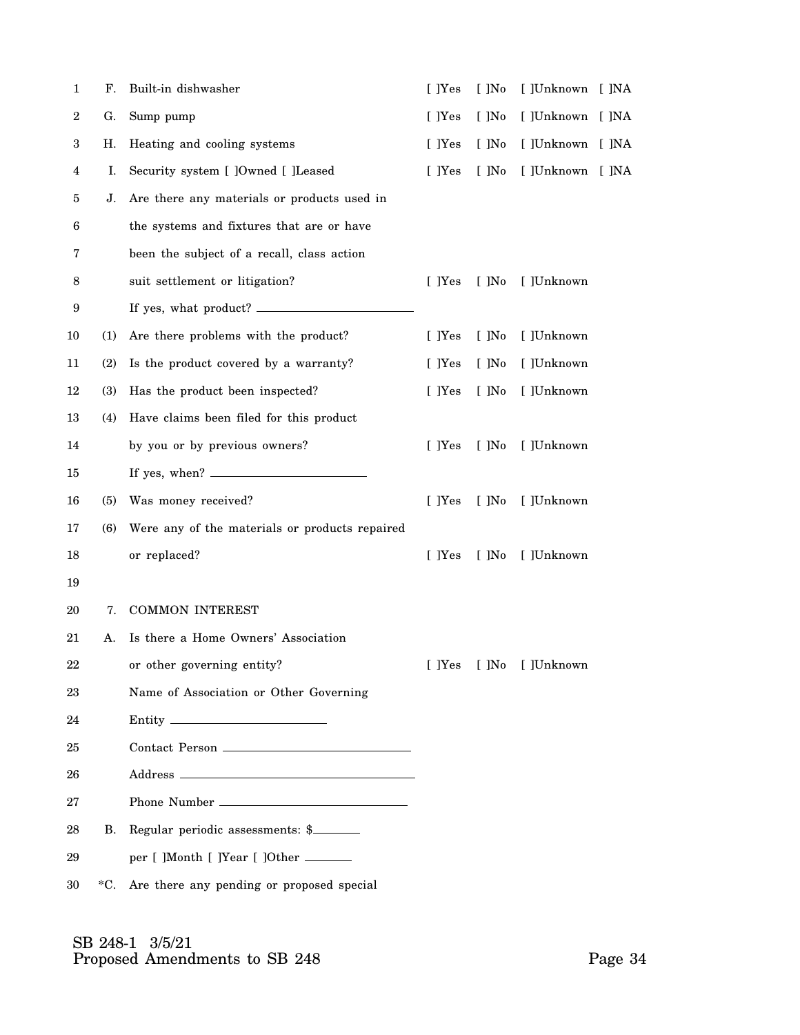F. Built-in dishwasher [ ]Yes [ ]No [ ]Unknown [ ]NA

G. Sump pump [ ]Yes [ ]No [ ]Unknown [ ]NA

H. Heating and cooling systems [ ]Yes [ ]No [ ]Unknown [ ]NA

I. Security system [ ]Owned [ ]Leased [ ]Yes [ ]No [ ]Unknown [ ]NA

J. Are there any materials or products used in the systems and fixtures that are or have been the subject of a recall, class action suit settlement or litigation? [ ]Yes [ ]No [ ]Unknown

If yes, what product? ____________________

(1) Are there problems with the product? [ ]Yes [ ]No [ ]Unknown

(2) Is the product covered by a warranty? [ ]Yes [ ]No [ ]Unknown

(3) Has the product been inspected? [ ]Yes [ ]No [ ]Unknown

(4) Have claims been filed for this product by you or by previous owners? [ ]Yes [ ]No [ ]Unknown

If yes, when? ____________________

(5) Was money received? [ ]Yes [ ]No [ ]Unknown

(6) Were any of the materials or products repaired or replaced? [ ]Yes [ ]No [ ]Unknown

7. COMMON INTEREST

A. Is there a Home Owners' Association or other governing entity? [ ]Yes [ ]No [ ]Unknown

Name of Association or Other Governing Entity ____________________

Contact Person ____________________

Address ____________________

Phone Number ____________________

B. Regular periodic assessments: $________

per [ ]Month [ ]Year [ ]Other ________

*C. Are there any pending or proposed special

SB 248-1 3/5/21
Proposed Amendments to SB 248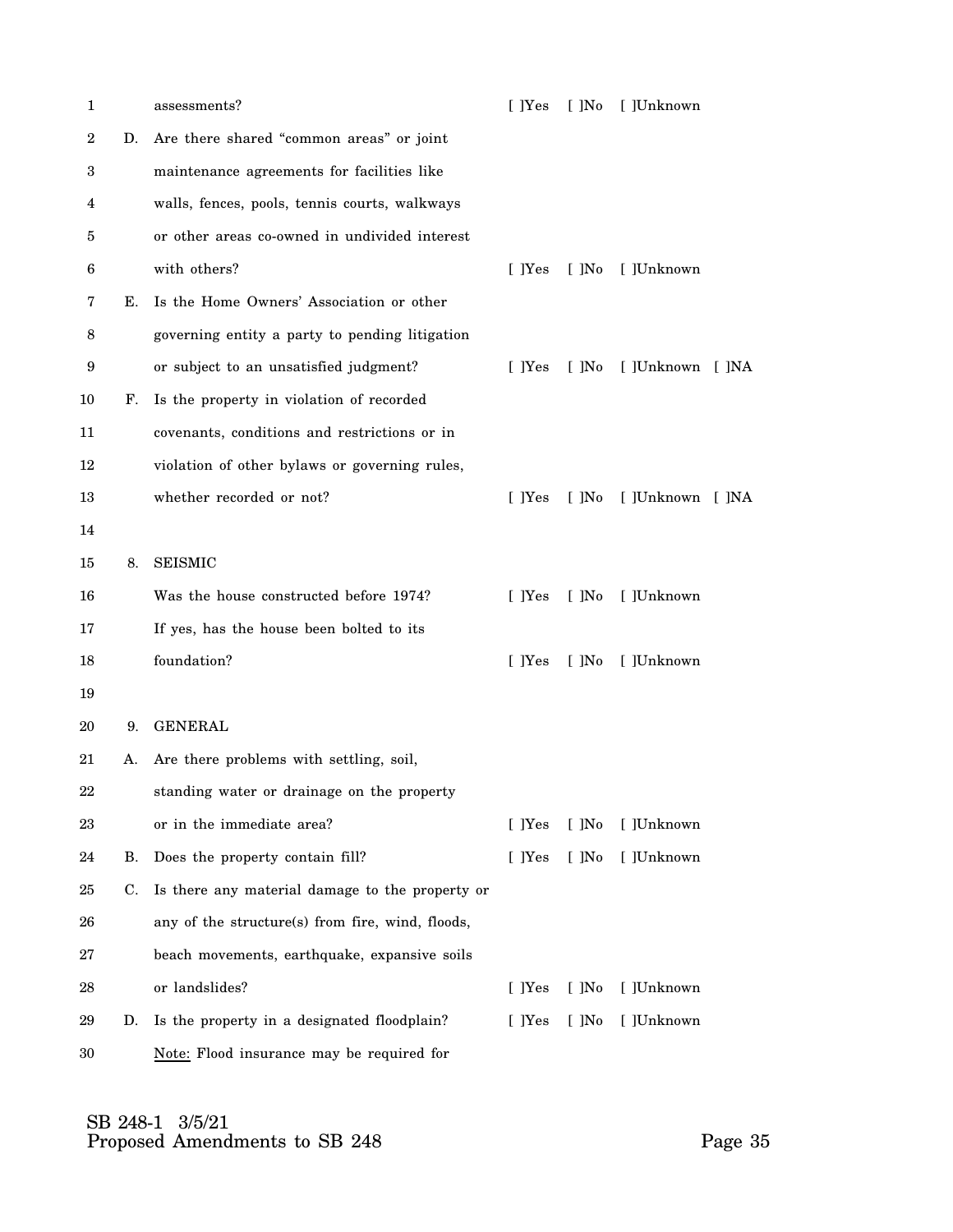assessments? [ ]Yes [ ]No [ ]Unknown

D. Are there shared "common areas" or joint maintenance agreements for facilities like walls, fences, pools, tennis courts, walkways or other areas co-owned in undivided interest with others? [ ]Yes [ ]No [ ]Unknown

E. Is the Home Owners' Association or other governing entity a party to pending litigation or subject to an unsatisfied judgment? [ ]Yes [ ]No [ ]Unknown [ ]NA

F. Is the property in violation of recorded covenants, conditions and restrictions or in violation of other bylaws or governing rules, whether recorded or not? [ ]Yes [ ]No [ ]Unknown [ ]NA

8. SEISMIC

Was the house constructed before 1974? [ ]Yes [ ]No [ ]Unknown

If yes, has the house been bolted to its foundation? [ ]Yes [ ]No [ ]Unknown

9. GENERAL

A. Are there problems with settling, soil, standing water or drainage on the property or in the immediate area? [ ]Yes [ ]No [ ]Unknown

B. Does the property contain fill? [ ]Yes [ ]No [ ]Unknown

C. Is there any material damage to the property or any of the structure(s) from fire, wind, floods, beach movements, earthquake, expansive soils or landslides? [ ]Yes [ ]No [ ]Unknown

D. Is the property in a designated floodplain? [ ]Yes [ ]No [ ]Unknown

Note: Flood insurance may be required for

SB 248-1 3/5/21
Proposed Amendments to SB 248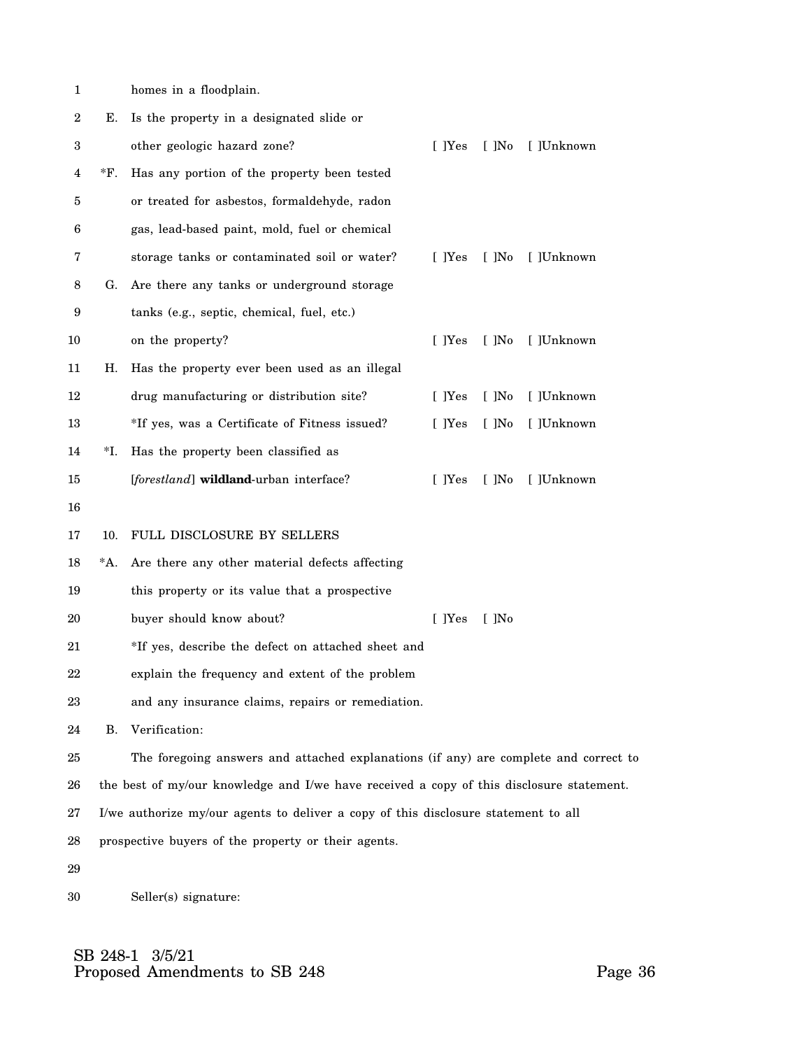homes in a floodplain.

E. Is the property in a designated slide or other geologic hazard zone? [ ]Yes [ ]No [ ]Unknown

*F. Has any portion of the property been tested or treated for asbestos, formaldehyde, radon gas, lead-based paint, mold, fuel or chemical storage tanks or contaminated soil or water? [ ]Yes [ ]No [ ]Unknown

G. Are there any tanks or underground storage tanks (e.g., septic, chemical, fuel, etc.) on the property? [ ]Yes [ ]No [ ]Unknown

H. Has the property ever been used as an illegal drug manufacturing or distribution site? [ ]Yes [ ]No [ ]Unknown

*If yes, was a Certificate of Fitness issued? [ ]Yes [ ]No [ ]Unknown

*I. Has the property been classified as [*forestland*] **wildland**-urban interface? [ ]Yes [ ]No [ ]Unknown

10. FULL DISCLOSURE BY SELLERS

*A. Are there any other material defects affecting this property or its value that a prospective buyer should know about? [ ]Yes [ ]No

*If yes, describe the defect on attached sheet and explain the frequency and extent of the problem and any insurance claims, repairs or remediation.

B. Verification:

The foregoing answers and attached explanations (if any) are complete and correct to the best of my/our knowledge and I/we have received a copy of this disclosure statement. I/we authorize my/our agents to deliver a copy of this disclosure statement to all prospective buyers of the property or their agents.

Seller(s) signature: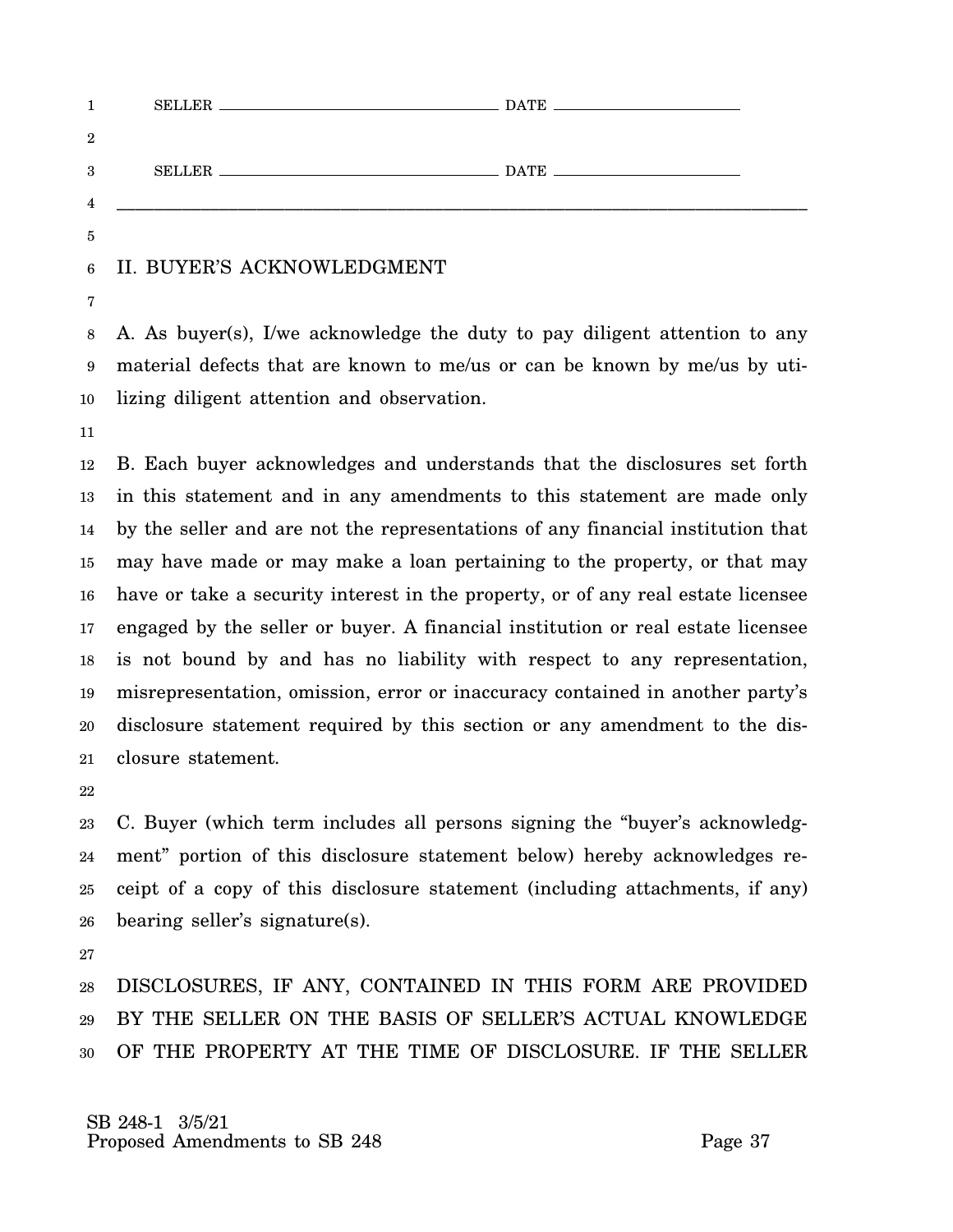SELLER ________________________________ DATE ____________________

SELLER ________________________________ DATE ____________________

---

II. BUYER'S ACKNOWLEDGMENT

A. As buyer(s), I/we acknowledge the duty to pay diligent attention to any material defects that are known to me/us or can be known by me/us by utilizing diligent attention and observation.

B. Each buyer acknowledges and understands that the disclosures set forth in this statement and in any amendments to this statement are made only by the seller and are not the representations of any financial institution that may have made or may make a loan pertaining to the property, or that may have or take a security interest in the property, or of any real estate licensee engaged by the seller or buyer. A financial institution or real estate licensee is not bound by and has no liability with respect to any representation, misrepresentation, omission, error or inaccuracy contained in another party's disclosure statement required by this section or any amendment to the disclosure statement.

C. Buyer (which term includes all persons signing the "buyer's acknowledgment" portion of this disclosure statement below) hereby acknowledges receipt of a copy of this disclosure statement (including attachments, if any) bearing seller's signature(s).

DISCLOSURES, IF ANY, CONTAINED IN THIS FORM ARE PROVIDED BY THE SELLER ON THE BASIS OF SELLER'S ACTUAL KNOWLEDGE OF THE PROPERTY AT THE TIME OF DISCLOSURE. IF THE SELLER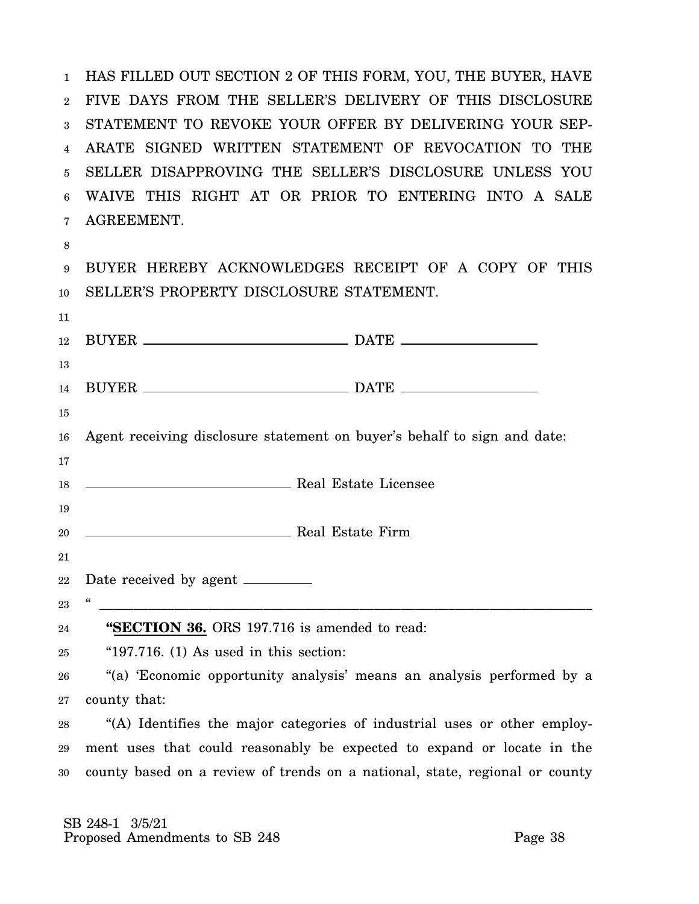HAS FILLED OUT SECTION 2 OF THIS FORM, YOU, THE BUYER, HAVE FIVE DAYS FROM THE SELLER'S DELIVERY OF THIS DISCLOSURE STATEMENT TO REVOKE YOUR OFFER BY DELIVERING YOUR SEPARATE SIGNED WRITTEN STATEMENT OF REVOCATION TO THE SELLER DISAPPROVING THE SELLER'S DISCLOSURE UNLESS YOU WAIVE THIS RIGHT AT OR PRIOR TO ENTERING INTO A SALE AGREEMENT.

BUYER HEREBY ACKNOWLEDGES RECEIPT OF A COPY OF THIS SELLER'S PROPERTY DISCLOSURE STATEMENT.

BUYER ______________________ DATE ______________

BUYER ______________________ DATE ______________

Agent receiving disclosure statement on buyer's behalf to sign and date:

______________________ Real Estate Licensee

______________________ Real Estate Firm

Date received by agent ________

" ______________________________________________________________

"**SECTION 36.** ORS 197.716 is amended to read:

"197.716. (1) As used in this section:

"(a) 'Economic opportunity analysis' means an analysis performed by a county that:

"(A) Identifies the major categories of industrial uses or other employment uses that could reasonably be expected to expand or locate in the county based on a review of trends on a national, state, regional or county

SB 248-1 3/5/21
Proposed Amendments to SB 248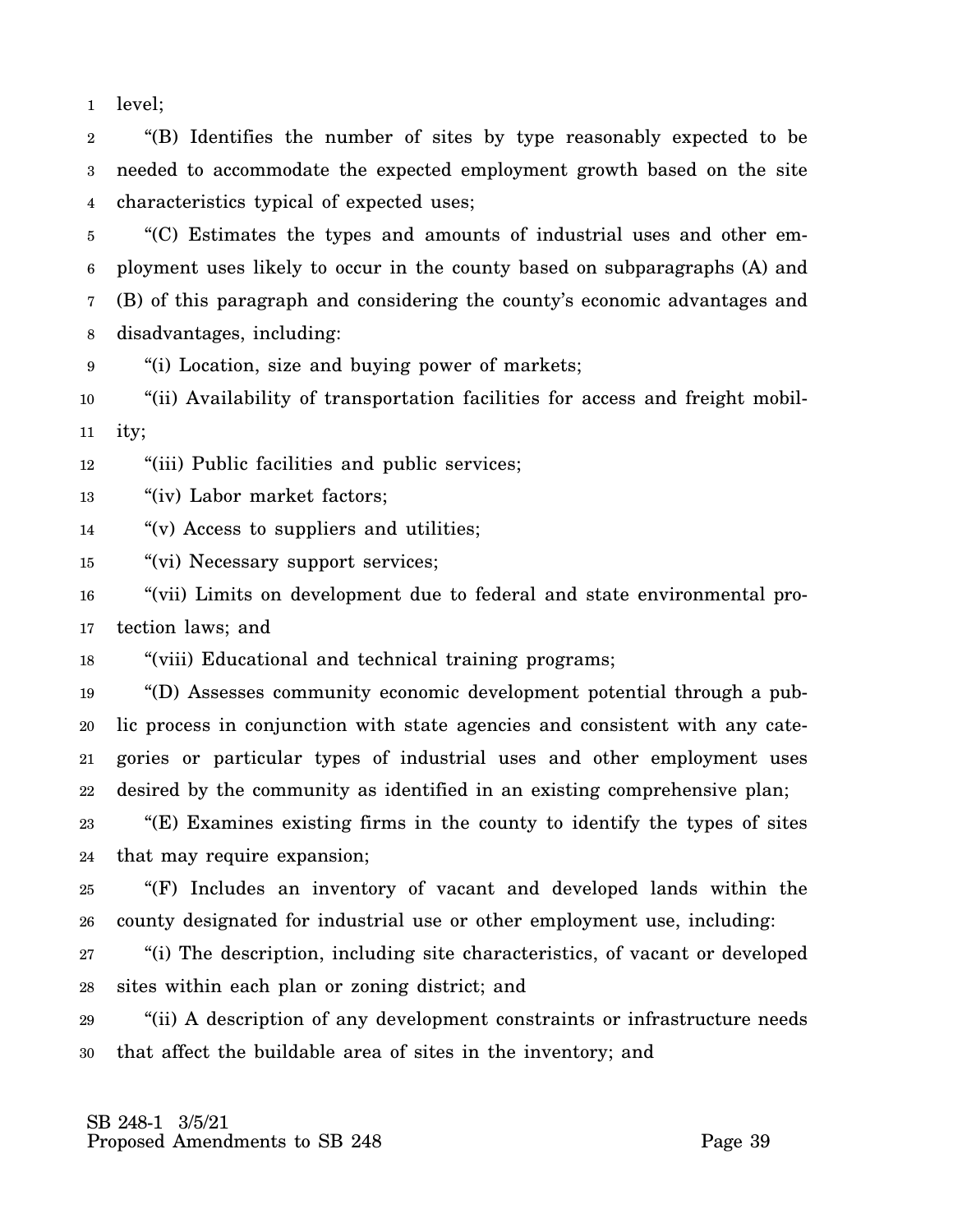level;

"(B) Identifies the number of sites by type reasonably expected to be needed to accommodate the expected employment growth based on the site characteristics typical of expected uses;

"(C) Estimates the types and amounts of industrial uses and other employment uses likely to occur in the county based on subparagraphs (A) and (B) of this paragraph and considering the county's economic advantages and disadvantages, including:

"(i) Location, size and buying power of markets;

"(ii) Availability of transportation facilities for access and freight mobility;

"(iii) Public facilities and public services;

"(iv) Labor market factors;

"(v) Access to suppliers and utilities;

"(vi) Necessary support services;

"(vii) Limits on development due to federal and state environmental protection laws; and

"(viii) Educational and technical training programs;

"(D) Assesses community economic development potential through a public process in conjunction with state agencies and consistent with any categories or particular types of industrial uses and other employment uses desired by the community as identified in an existing comprehensive plan;

"(E) Examines existing firms in the county to identify the types of sites that may require expansion;

"(F) Includes an inventory of vacant and developed lands within the county designated for industrial use or other employment use, including:

"(i) The description, including site characteristics, of vacant or developed sites within each plan or zoning district; and

"(ii) A description of any development constraints or infrastructure needs that affect the buildable area of sites in the inventory; and

SB 248-1 3/5/21
Proposed Amendments to SB 248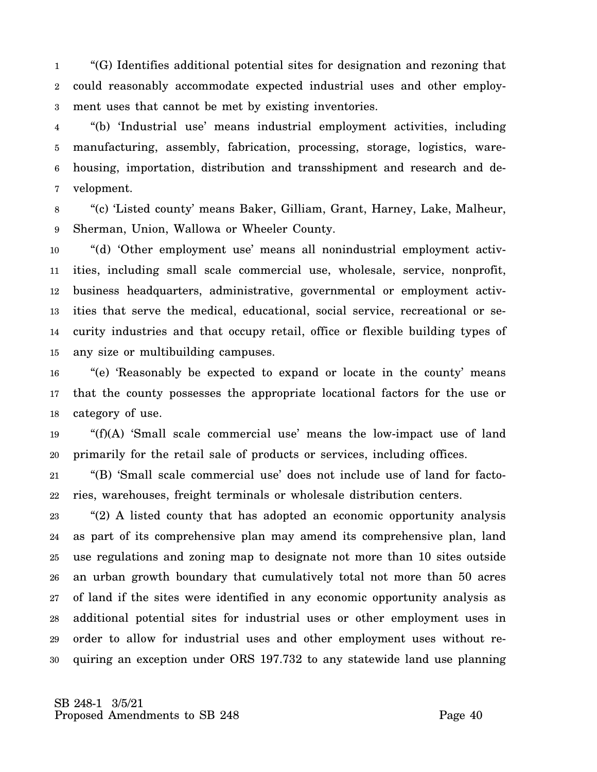"(G) Identifies additional potential sites for designation and rezoning that could reasonably accommodate expected industrial uses and other employment uses that cannot be met by existing inventories.

"(b) 'Industrial use' means industrial employment activities, including manufacturing, assembly, fabrication, processing, storage, logistics, warehousing, importation, distribution and transshipment and research and development.

"(c) 'Listed county' means Baker, Gilliam, Grant, Harney, Lake, Malheur, Sherman, Union, Wallowa or Wheeler County.

"(d) 'Other employment use' means all nonindustrial employment activities, including small scale commercial use, wholesale, service, nonprofit, business headquarters, administrative, governmental or employment activities that serve the medical, educational, social service, recreational or security industries and that occupy retail, office or flexible building types of any size or multibuilding campuses.

"(e) 'Reasonably be expected to expand or locate in the county' means that the county possesses the appropriate locational factors for the use or category of use.

"(f)(A) 'Small scale commercial use' means the low-impact use of land primarily for the retail sale of products or services, including offices.

"(B) 'Small scale commercial use' does not include use of land for factories, warehouses, freight terminals or wholesale distribution centers.

"(2) A listed county that has adopted an economic opportunity analysis as part of its comprehensive plan may amend its comprehensive plan, land use regulations and zoning map to designate not more than 10 sites outside an urban growth boundary that cumulatively total not more than 50 acres of land if the sites were identified in any economic opportunity analysis as additional potential sites for industrial uses or other employment uses in order to allow for industrial uses and other employment uses without requiring an exception under ORS 197.732 to any statewide land use planning

SB 248-1 3/5/21
Proposed Amendments to SB 248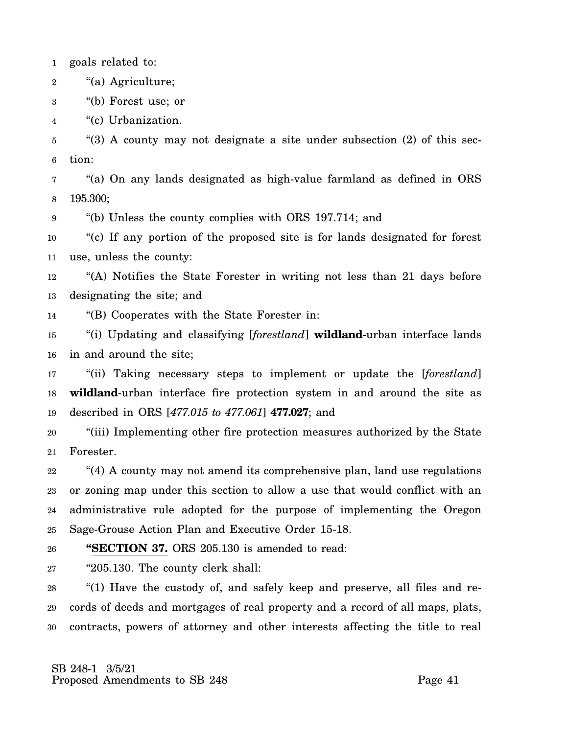goals related to:

"(a) Agriculture;

"(b) Forest use; or

"(c) Urbanization.

"(3) A county may not designate a site under subsection (2) of this section:

"(a) On any lands designated as high-value farmland as defined in ORS 195.300;

"(b) Unless the county complies with ORS 197.714; and

"(c) If any portion of the proposed site is for lands designated for forest use, unless the county:

"(A) Notifies the State Forester in writing not less than 21 days before designating the site; and

"(B) Cooperates with the State Forester in:

"(i) Updating and classifying [*forestland*] **wildland**-urban interface lands in and around the site;

"(ii) Taking necessary steps to implement or update the [*forestland*] **wildland**-urban interface fire protection system in and around the site as described in ORS [*477.015 to 477.061*] **477.027**; and

"(iii) Implementing other fire protection measures authorized by the State Forester.

"(4) A county may not amend its comprehensive plan, land use regulations or zoning map under this section to allow a use that would conflict with an administrative rule adopted for the purpose of implementing the Oregon Sage-Grouse Action Plan and Executive Order 15-18.

**"SECTION 37.** ORS 205.130 is amended to read:

"205.130. The county clerk shall:

"(1) Have the custody of, and safely keep and preserve, all files and records of deeds and mortgages of real property and a record of all maps, plats, contracts, powers of attorney and other interests affecting the title to real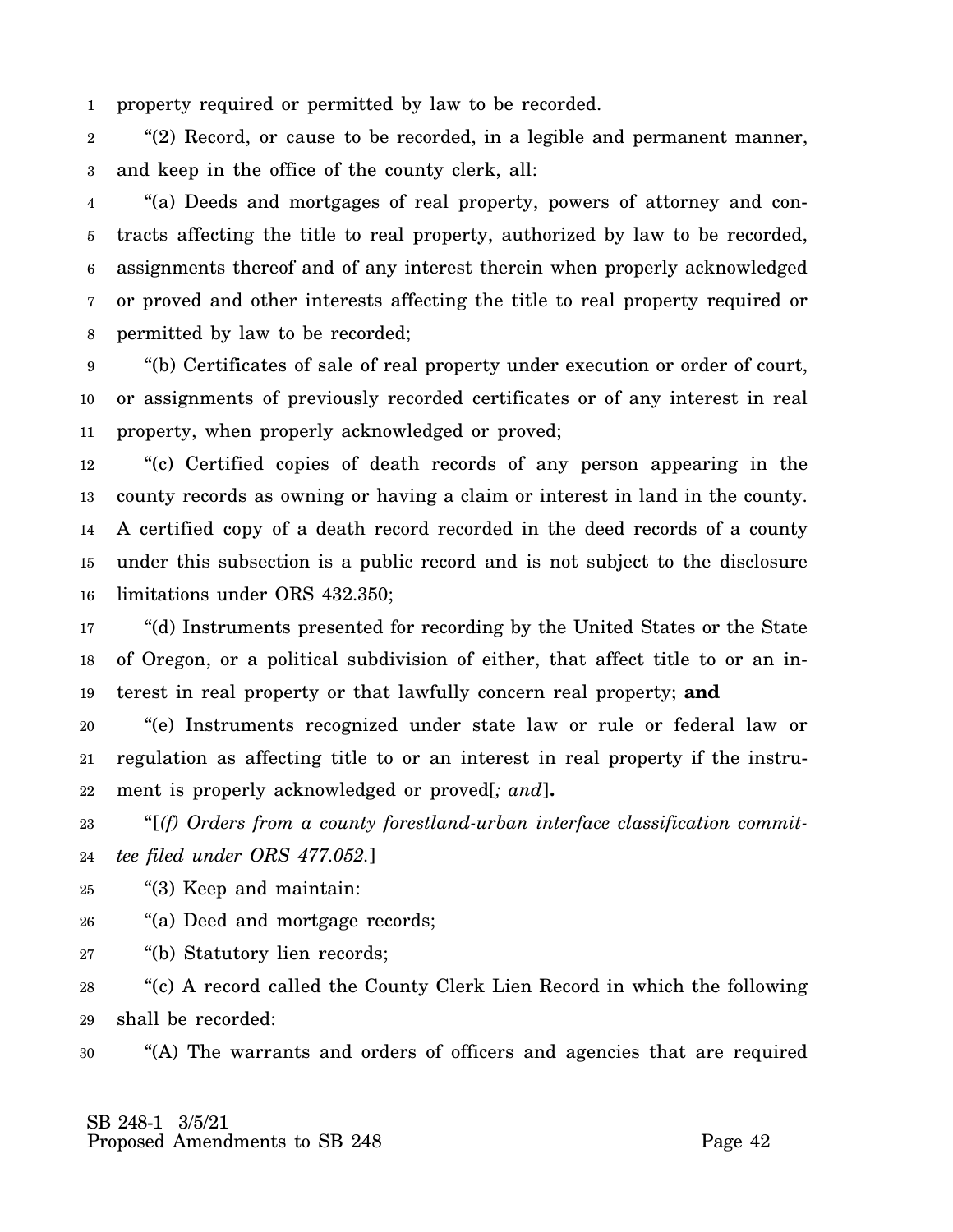property required or permitted by law to be recorded.

"(2) Record, or cause to be recorded, in a legible and permanent manner, and keep in the office of the county clerk, all:

"(a) Deeds and mortgages of real property, powers of attorney and contracts affecting the title to real property, authorized by law to be recorded, assignments thereof and of any interest therein when properly acknowledged or proved and other interests affecting the title to real property required or permitted by law to be recorded;

"(b) Certificates of sale of real property under execution or order of court, or assignments of previously recorded certificates or of any interest in real property, when properly acknowledged or proved;

"(c) Certified copies of death records of any person appearing in the county records as owning or having a claim or interest in land in the county. A certified copy of a death record recorded in the deed records of a county under this subsection is a public record and is not subject to the disclosure limitations under ORS 432.350;

"(d) Instruments presented for recording by the United States or the State of Oregon, or a political subdivision of either, that affect title to or an interest in real property or that lawfully concern real property; **and**

"(e) Instruments recognized under state law or rule or federal law or regulation as affecting title to or an interest in real property if the instrument is properly acknowledged or proved[*; and*]**.**

"[*(f) Orders from a county forestland-urban interface classification committee filed under ORS 477.052.*]

"(3) Keep and maintain:

"(a) Deed and mortgage records;

"(b) Statutory lien records;

"(c) A record called the County Clerk Lien Record in which the following shall be recorded:

"(A) The warrants and orders of officers and agencies that are required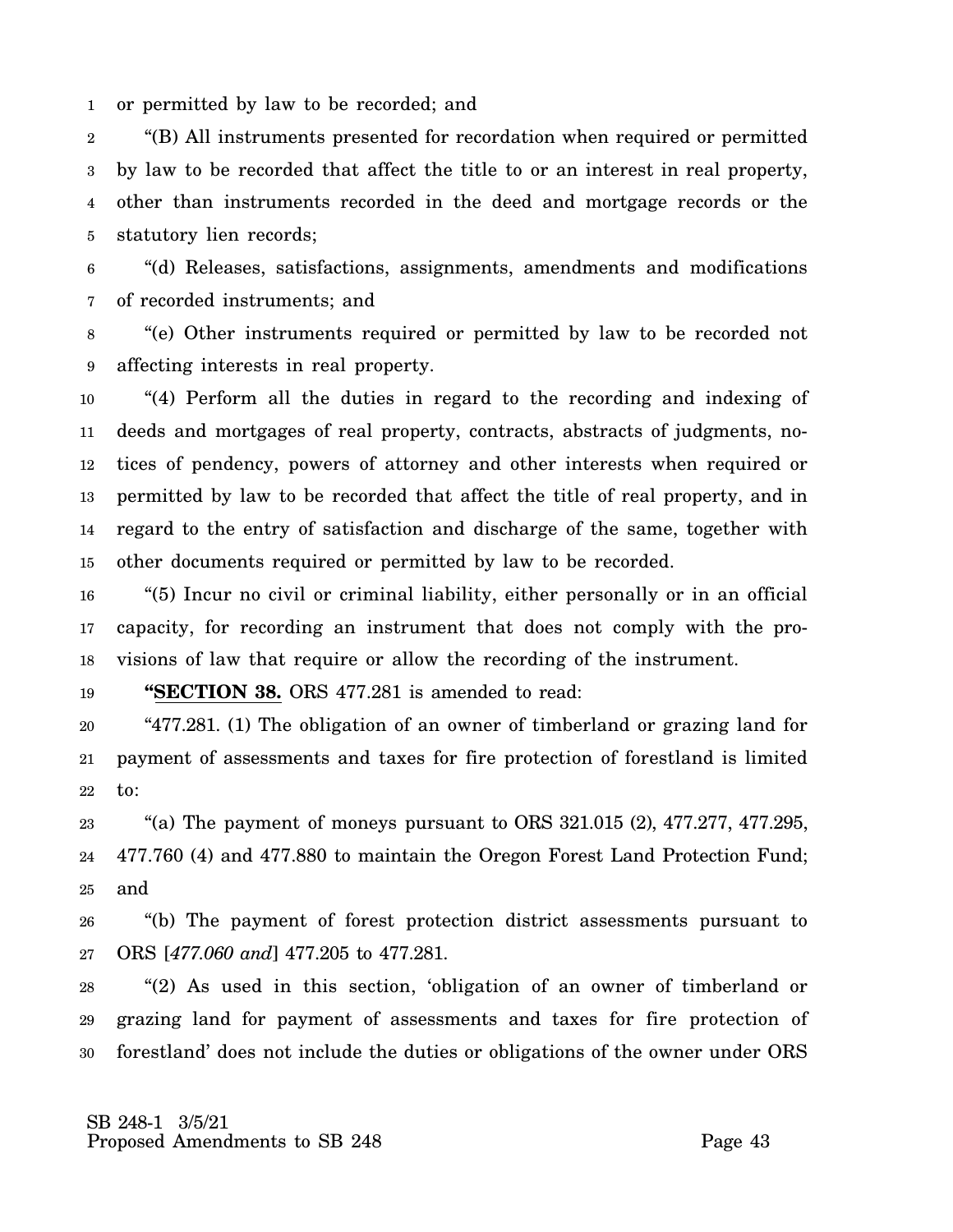or permitted by law to be recorded; and

"(B) All instruments presented for recordation when required or permitted by law to be recorded that affect the title to or an interest in real property, other than instruments recorded in the deed and mortgage records or the statutory lien records;

"(d) Releases, satisfactions, assignments, amendments and modifications of recorded instruments; and

"(e) Other instruments required or permitted by law to be recorded not affecting interests in real property.

"(4) Perform all the duties in regard to the recording and indexing of deeds and mortgages of real property, contracts, abstracts of judgments, notices of pendency, powers of attorney and other interests when required or permitted by law to be recorded that affect the title of real property, and in regard to the entry of satisfaction and discharge of the same, together with other documents required or permitted by law to be recorded.

"(5) Incur no civil or criminal liability, either personally or in an official capacity, for recording an instrument that does not comply with the provisions of law that require or allow the recording of the instrument.

**"SECTION 38.** ORS 477.281 is amended to read:

"477.281. (1) The obligation of an owner of timberland or grazing land for payment of assessments and taxes for fire protection of forestland is limited to:

"(a) The payment of moneys pursuant to ORS 321.015 (2), 477.277, 477.295, 477.760 (4) and 477.880 to maintain the Oregon Forest Land Protection Fund; and

"(b) The payment of forest protection district assessments pursuant to ORS [*477.060 and*] 477.205 to 477.281.

"(2) As used in this section, 'obligation of an owner of timberland or grazing land for payment of assessments and taxes for fire protection of forestland' does not include the duties or obligations of the owner under ORS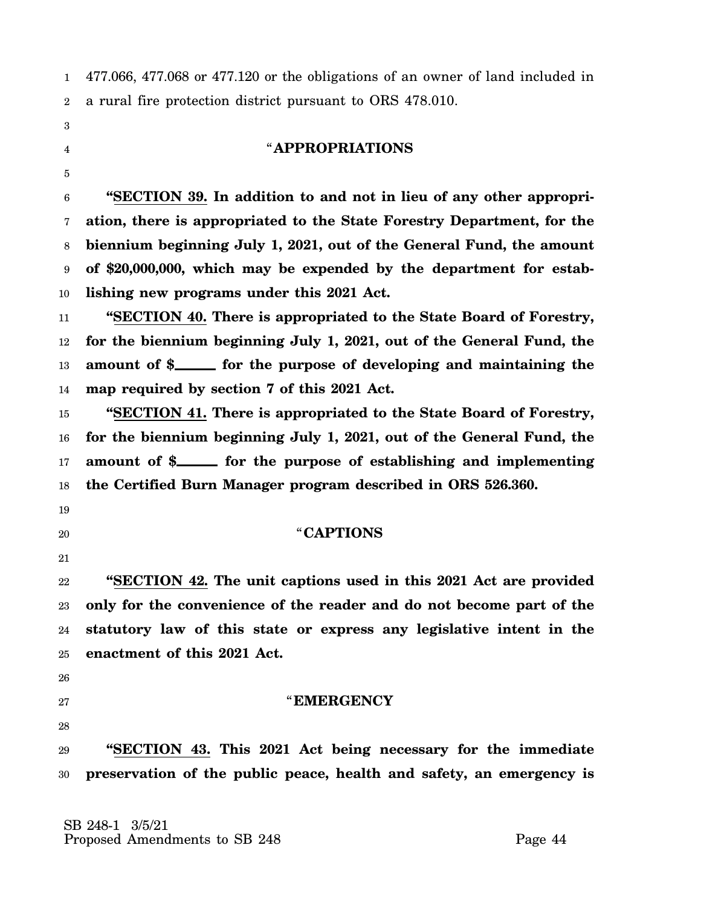477.066, 477.068 or 477.120 or the obligations of an owner of land included in a rural fire protection district pursuant to ORS 478.010.

"**APPROPRIATIONS**

**"SECTION 39. In addition to and not in lieu of any other appropriation, there is appropriated to the State Forestry Department, for the biennium beginning July 1, 2021, out of the General Fund, the amount of $20,000,000, which may be expended by the department for establishing new programs under this 2021 Act.**

**"SECTION 40. There is appropriated to the State Board of Forestry, for the biennium beginning July 1, 2021, out of the General Fund, the amount of $\_\_\_\_\_\_ for the purpose of developing and maintaining the map required by section 7 of this 2021 Act.**

**"SECTION 41. There is appropriated to the State Board of Forestry, for the biennium beginning July 1, 2021, out of the General Fund, the amount of $\_\_\_\_\_\_ for the purpose of establishing and implementing the Certified Burn Manager program described in ORS 526.360.**

"**CAPTIONS**

**"SECTION 42. The unit captions used in this 2021 Act are provided only for the convenience of the reader and do not become part of the statutory law of this state or express any legislative intent in the enactment of this 2021 Act.**

"**EMERGENCY**

**"SECTION 43. This 2021 Act being necessary for the immediate preservation of the public peace, health and safety, an emergency is**

SB 248-1 3/5/21
Proposed Amendments to SB 248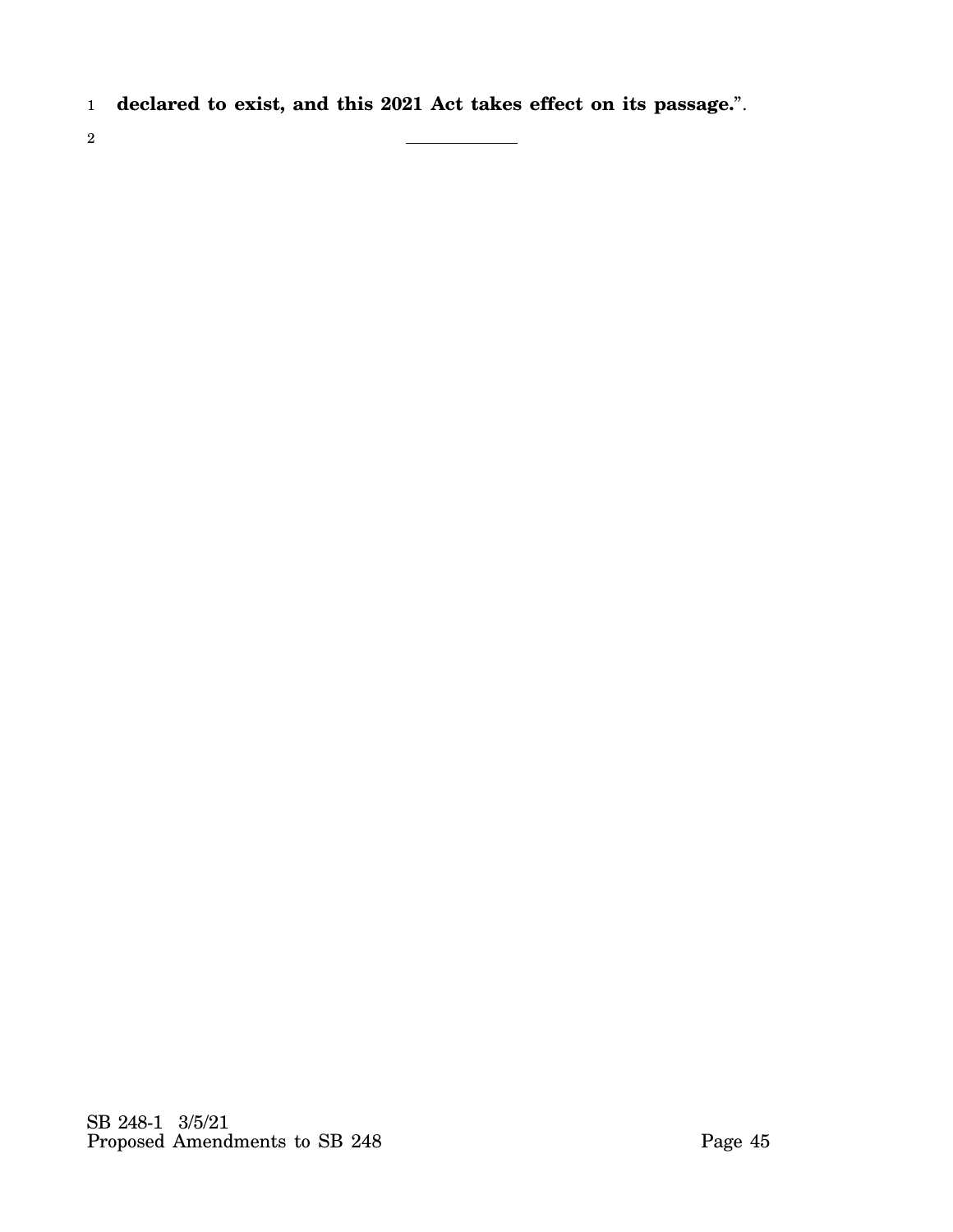**declared to exist, and this 2021 Act takes effect on its passage.**".

---